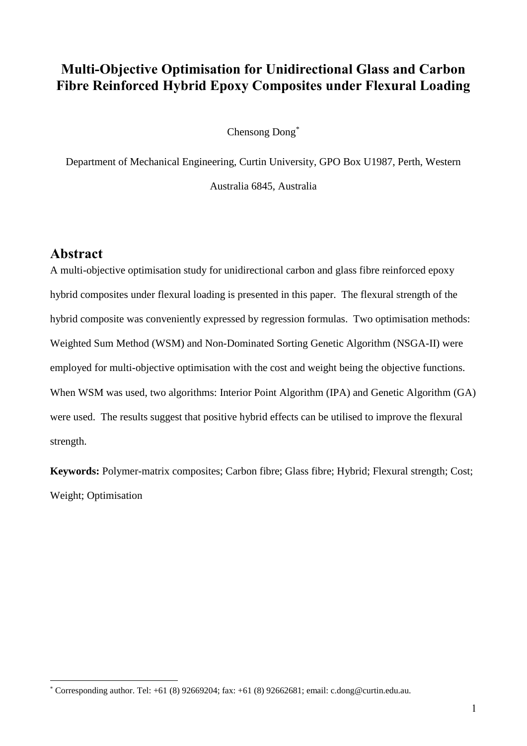# Multi-Objective Optimisation for Unidirectional Glass and Carbon Fibre Reinforced Hybrid Epoxy Composites under Flexural Loading

Chensong Dong*

Department of Mechanical Engineering, Curtin University, GPO Box U1987, Perth, Western Australia 6845, Australia

## Abstract

A multi-objective optimisation study for unidirectional carbon and glass fibre reinforced epoxy hybrid composites under flexural loading is presented in this paper. The flexural strength of the hybrid composite was conveniently expressed by regression formulas. Two optimisation methods: Weighted Sum Method (WSM) and Non-Dominated Sorting Genetic Algorithm (NSGA-II) were employed for multi-objective optimisation with the cost and weight being the objective functions. When WSM was used, two algorithms: Interior Point Algorithm (IPA) and Genetic Algorithm (GA) were used. The results suggest that positive hybrid effects can be utilised to improve the flexural strength.

**Keywords:** Polymer-matrix composites; Carbon fibre; Glass fibre; Hybrid; Flexural strength; Cost; Weight; Optimisation

* Corresponding author. Tel: +61 (8) 92669204; fax: +61 (8) 92662681; email: c.dong@curtin.edu.au.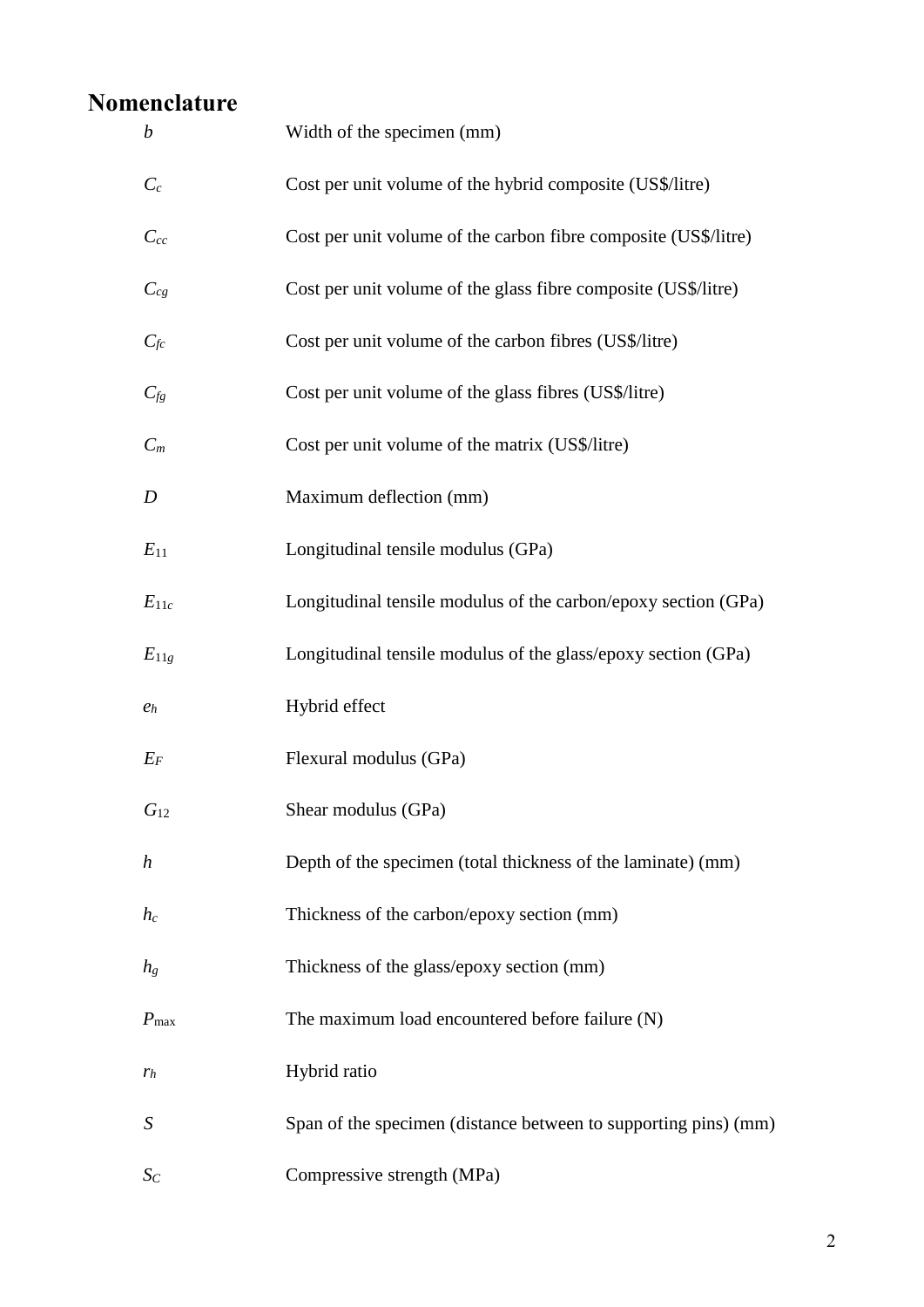## Nomenclature

| | |
|---|---|
| $b$ | Width of the specimen (mm) |
| $C_c$ | Cost per unit volume of the hybrid composite (US$/litre) |
| $C_{cc}$ | Cost per unit volume of the carbon fibre composite (US$/litre) |
| $C_{cg}$ | Cost per unit volume of the glass fibre composite (US$/litre) |
| $C_{fc}$ | Cost per unit volume of the carbon fibres (US$/litre) |
| $C_{fg}$ | Cost per unit volume of the glass fibres (US$/litre) |
| $C_m$ | Cost per unit volume of the matrix (US$/litre) |
| $D$ | Maximum deflection (mm) |
| $E_{11}$ | Longitudinal tensile modulus (GPa) |
| $E_{11c}$ | Longitudinal tensile modulus of the carbon/epoxy section (GPa) |
| $E_{11g}$ | Longitudinal tensile modulus of the glass/epoxy section (GPa) |
| $e_h$ | Hybrid effect |
| $E_F$ | Flexural modulus (GPa) |
| $G_{12}$ | Shear modulus (GPa) |
| $h$ | Depth of the specimen (total thickness of the laminate) (mm) |
| $h_c$ | Thickness of the carbon/epoxy section (mm) |
| $h_g$ | Thickness of the glass/epoxy section (mm) |
| $P_{\max}$ | The maximum load encountered before failure (N) |
| $r_h$ | Hybrid ratio |
| $S$ | Span of the specimen (distance between to supporting pins) (mm) |
| $S_C$ | Compressive strength (MPa) |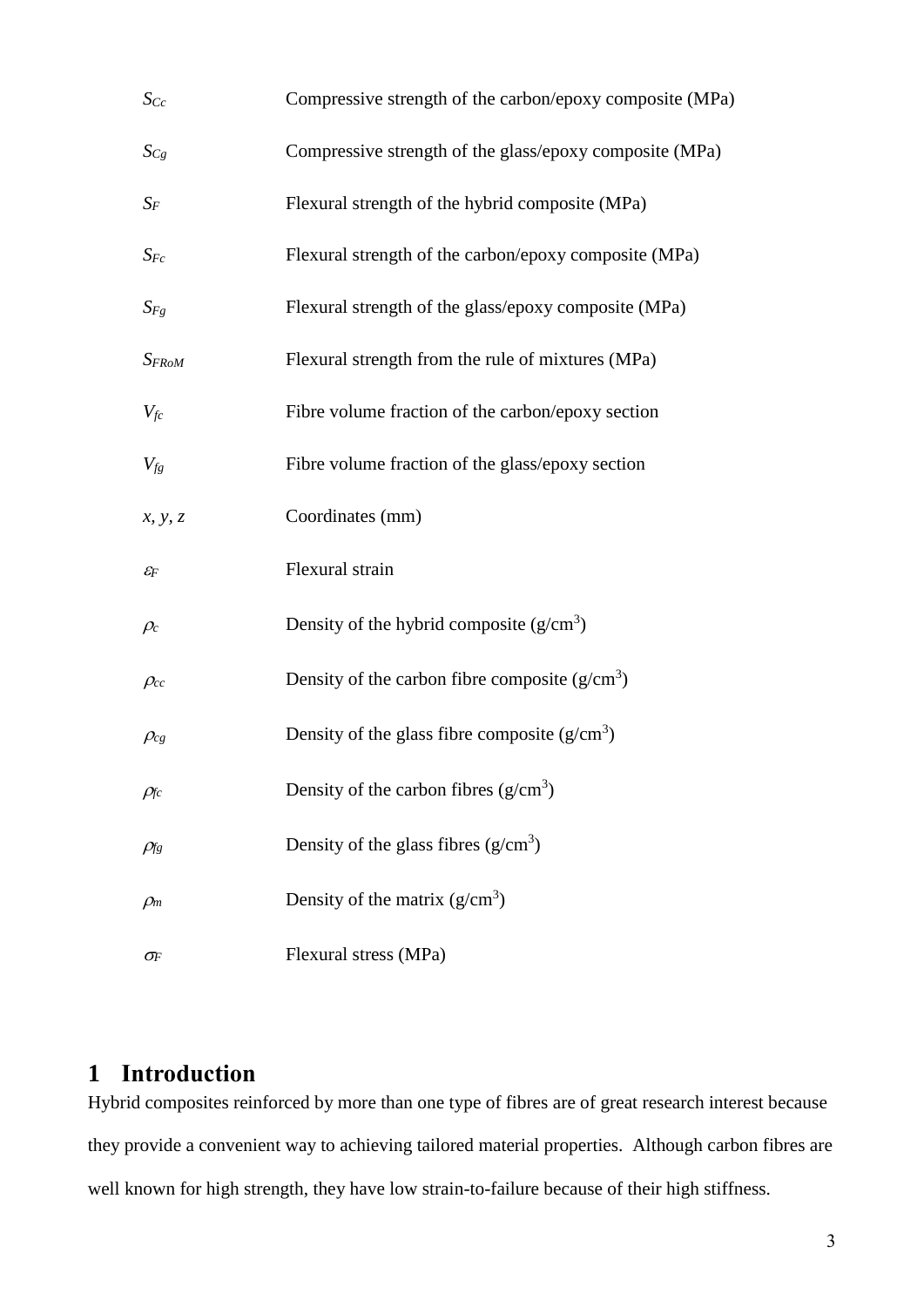| | |
|---|---|
| $S_{Cc}$ | Compressive strength of the carbon/epoxy composite (MPa) |
| $S_{Cg}$ | Compressive strength of the glass/epoxy composite (MPa) |
| $S_F$ | Flexural strength of the hybrid composite (MPa) |
| $S_{Fc}$ | Flexural strength of the carbon/epoxy composite (MPa) |
| $S_{Fg}$ | Flexural strength of the glass/epoxy composite (MPa) |
| $S_{FRoM}$ | Flexural strength from the rule of mixtures (MPa) |
| $V_{fc}$ | Fibre volume fraction of the carbon/epoxy section |
| $V_{fg}$ | Fibre volume fraction of the glass/epoxy section |
| $x, y, z$ | Coordinates (mm) |
| $\varepsilon_F$ | Flexural strain |
| $\rho_c$ | Density of the hybrid composite (g/cm$^3$) |
| $\rho_{cc}$ | Density of the carbon fibre composite (g/cm$^3$) |
| $\rho_{cg}$ | Density of the glass fibre composite (g/cm$^3$) |
| $\rho_{fc}$ | Density of the carbon fibres (g/cm$^3$) |
| $\rho_{fg}$ | Density of the glass fibres (g/cm$^3$) |
| $\rho_m$ | Density of the matrix (g/cm$^3$) |
| $\sigma_F$ | Flexural stress (MPa) |

# 1 Introduction

Hybrid composites reinforced by more than one type of fibres are of great research interest because they provide a convenient way to achieving tailored material properties. Although carbon fibres are well known for high strength, they have low strain-to-failure because of their high stiffness.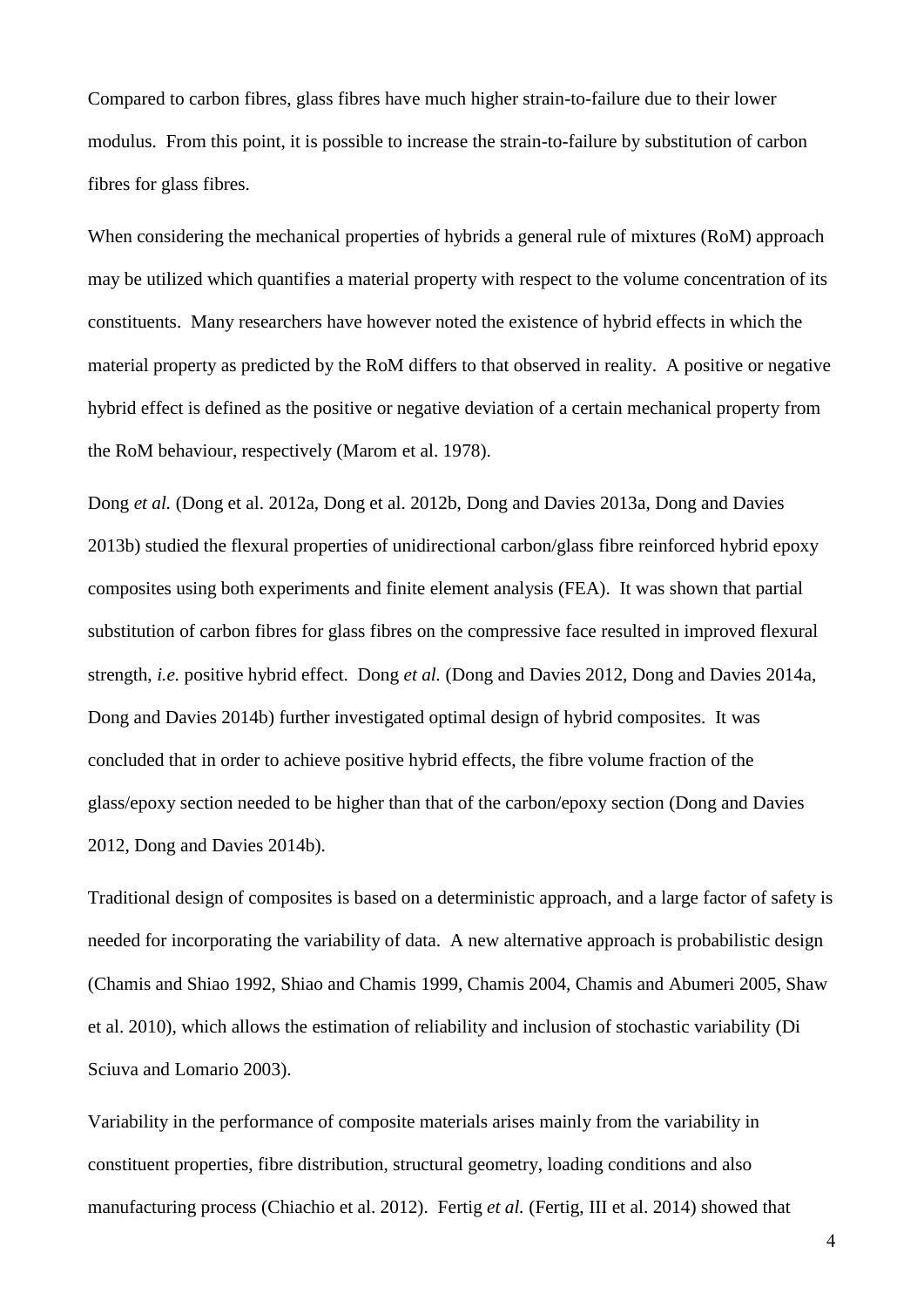Compared to carbon fibres, glass fibres have much higher strain-to-failure due to their lower modulus. From this point, it is possible to increase the strain-to-failure by substitution of carbon fibres for glass fibres.

When considering the mechanical properties of hybrids a general rule of mixtures (RoM) approach may be utilized which quantifies a material property with respect to the volume concentration of its constituents. Many researchers have however noted the existence of hybrid effects in which the material property as predicted by the RoM differs to that observed in reality. A positive or negative hybrid effect is defined as the positive or negative deviation of a certain mechanical property from the RoM behaviour, respectively (Marom et al. 1978).

Dong *et al.* (Dong et al. 2012a, Dong et al. 2012b, Dong and Davies 2013a, Dong and Davies 2013b) studied the flexural properties of unidirectional carbon/glass fibre reinforced hybrid epoxy composites using both experiments and finite element analysis (FEA). It was shown that partial substitution of carbon fibres for glass fibres on the compressive face resulted in improved flexural strength, *i.e.* positive hybrid effect. Dong *et al.* (Dong and Davies 2012, Dong and Davies 2014a, Dong and Davies 2014b) further investigated optimal design of hybrid composites. It was concluded that in order to achieve positive hybrid effects, the fibre volume fraction of the glass/epoxy section needed to be higher than that of the carbon/epoxy section (Dong and Davies 2012, Dong and Davies 2014b).

Traditional design of composites is based on a deterministic approach, and a large factor of safety is needed for incorporating the variability of data. A new alternative approach is probabilistic design (Chamis and Shiao 1992, Shiao and Chamis 1999, Chamis 2004, Chamis and Abumeri 2005, Shaw et al. 2010), which allows the estimation of reliability and inclusion of stochastic variability (Di Sciuva and Lomario 2003).

Variability in the performance of composite materials arises mainly from the variability in constituent properties, fibre distribution, structural geometry, loading conditions and also manufacturing process (Chiachio et al. 2012). Fertig *et al.* (Fertig, III et al. 2014) showed that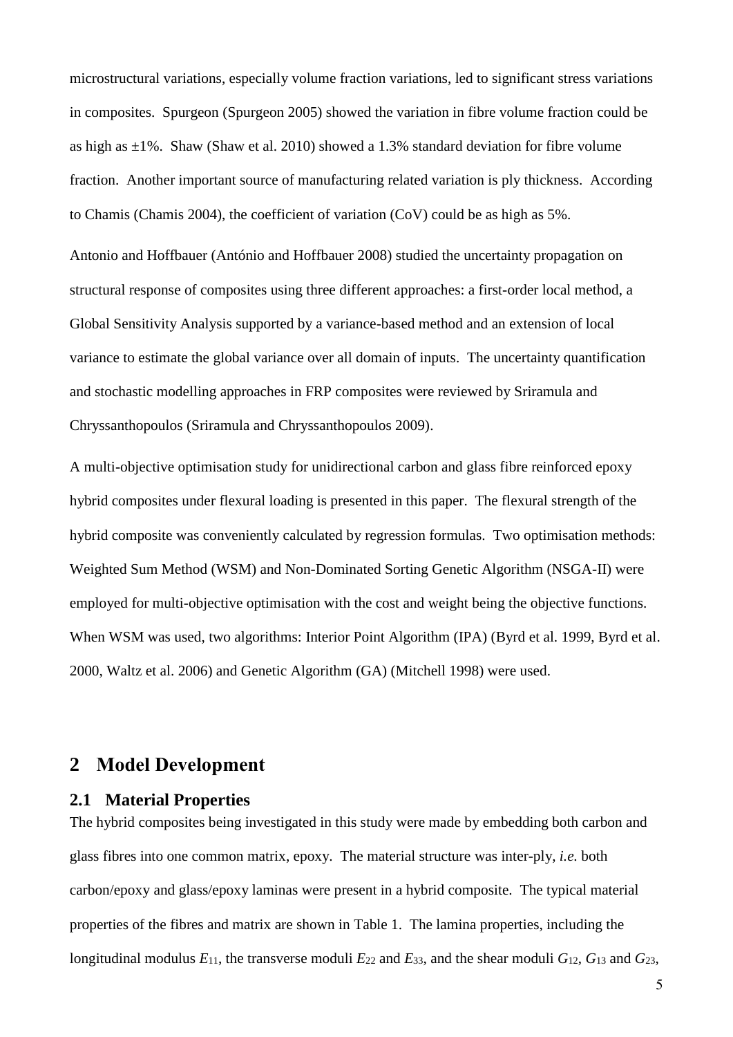microstructural variations, especially volume fraction variations, led to significant stress variations in composites. Spurgeon (Spurgeon 2005) showed the variation in fibre volume fraction could be as high as ±1%. Shaw (Shaw et al. 2010) showed a 1.3% standard deviation for fibre volume fraction. Another important source of manufacturing related variation is ply thickness. According to Chamis (Chamis 2004), the coefficient of variation (CoV) could be as high as 5%.

Antonio and Hoffbauer (António and Hoffbauer 2008) studied the uncertainty propagation on structural response of composites using three different approaches: a first-order local method, a Global Sensitivity Analysis supported by a variance-based method and an extension of local variance to estimate the global variance over all domain of inputs. The uncertainty quantification and stochastic modelling approaches in FRP composites were reviewed by Sriramula and Chryssanthopoulos (Sriramula and Chryssanthopoulos 2009).

A multi-objective optimisation study for unidirectional carbon and glass fibre reinforced epoxy hybrid composites under flexural loading is presented in this paper. The flexural strength of the hybrid composite was conveniently calculated by regression formulas. Two optimisation methods: Weighted Sum Method (WSM) and Non-Dominated Sorting Genetic Algorithm (NSGA-II) were employed for multi-objective optimisation with the cost and weight being the objective functions. When WSM was used, two algorithms: Interior Point Algorithm (IPA) (Byrd et al. 1999, Byrd et al. 2000, Waltz et al. 2006) and Genetic Algorithm (GA) (Mitchell 1998) were used.

# 2 Model Development

## 2.1 Material Properties

The hybrid composites being investigated in this study were made by embedding both carbon and glass fibres into one common matrix, epoxy. The material structure was inter-ply, *i.e.* both carbon/epoxy and glass/epoxy laminas were present in a hybrid composite. The typical material properties of the fibres and matrix are shown in Table 1. The lamina properties, including the longitudinal modulus $E_{11}$, the transverse moduli $E_{22}$ and $E_{33}$, and the shear moduli $G_{12}$, $G_{13}$ and $G_{23}$,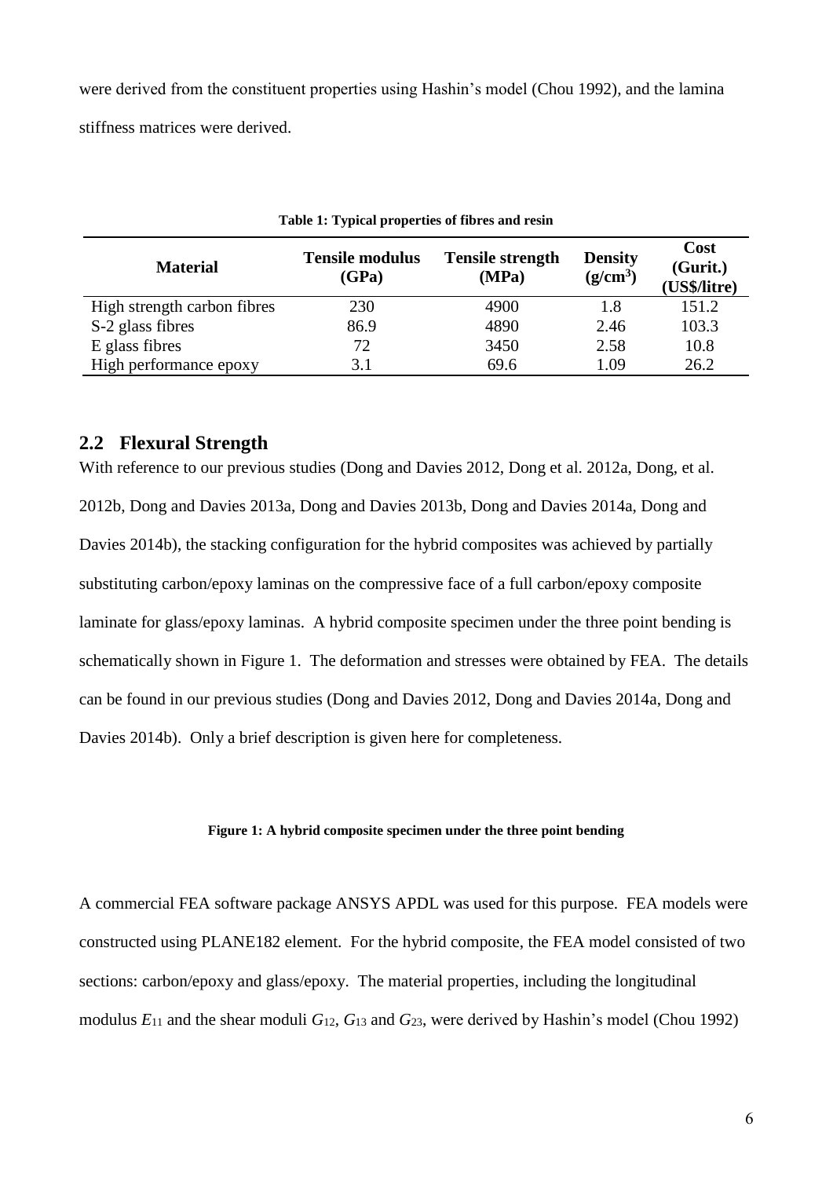were derived from the constituent properties using Hashin's model (Chou 1992), and the lamina stiffness matrices were derived.

**Table 1: Typical properties of fibres and resin**

| Material | Tensile modulus (GPa) | Tensile strength (MPa) | Density (g/cm$^3$) | Cost (Gurit.) (US$/litre) |
|---|---|---|---|---|
| High strength carbon fibres | 230 | 4900 | 1.8 | 151.2 |
| S-2 glass fibres | 86.9 | 4890 | 2.46 | 103.3 |
| E glass fibres | 72 | 3450 | 2.58 | 10.8 |
| High performance epoxy | 3.1 | 69.6 | 1.09 | 26.2 |

## 2.2 Flexural Strength

With reference to our previous studies (Dong and Davies 2012, Dong et al. 2012a, Dong, et al. 2012b, Dong and Davies 2013a, Dong and Davies 2013b, Dong and Davies 2014a, Dong and Davies 2014b), the stacking configuration for the hybrid composites was achieved by partially substituting carbon/epoxy laminas on the compressive face of a full carbon/epoxy composite laminate for glass/epoxy laminas. A hybrid composite specimen under the three point bending is schematically shown in Figure 1. The deformation and stresses were obtained by FEA. The details can be found in our previous studies (Dong and Davies 2012, Dong and Davies 2014a, Dong and Davies 2014b). Only a brief description is given here for completeness.

**Figure 1: A hybrid composite specimen under the three point bending**

A commercial FEA software package ANSYS APDL was used for this purpose. FEA models were constructed using PLANE182 element. For the hybrid composite, the FEA model consisted of two sections: carbon/epoxy and glass/epoxy. The material properties, including the longitudinal modulus $E_{11}$ and the shear moduli $G_{12}$, $G_{13}$ and $G_{23}$, were derived by Hashin's model (Chou 1992)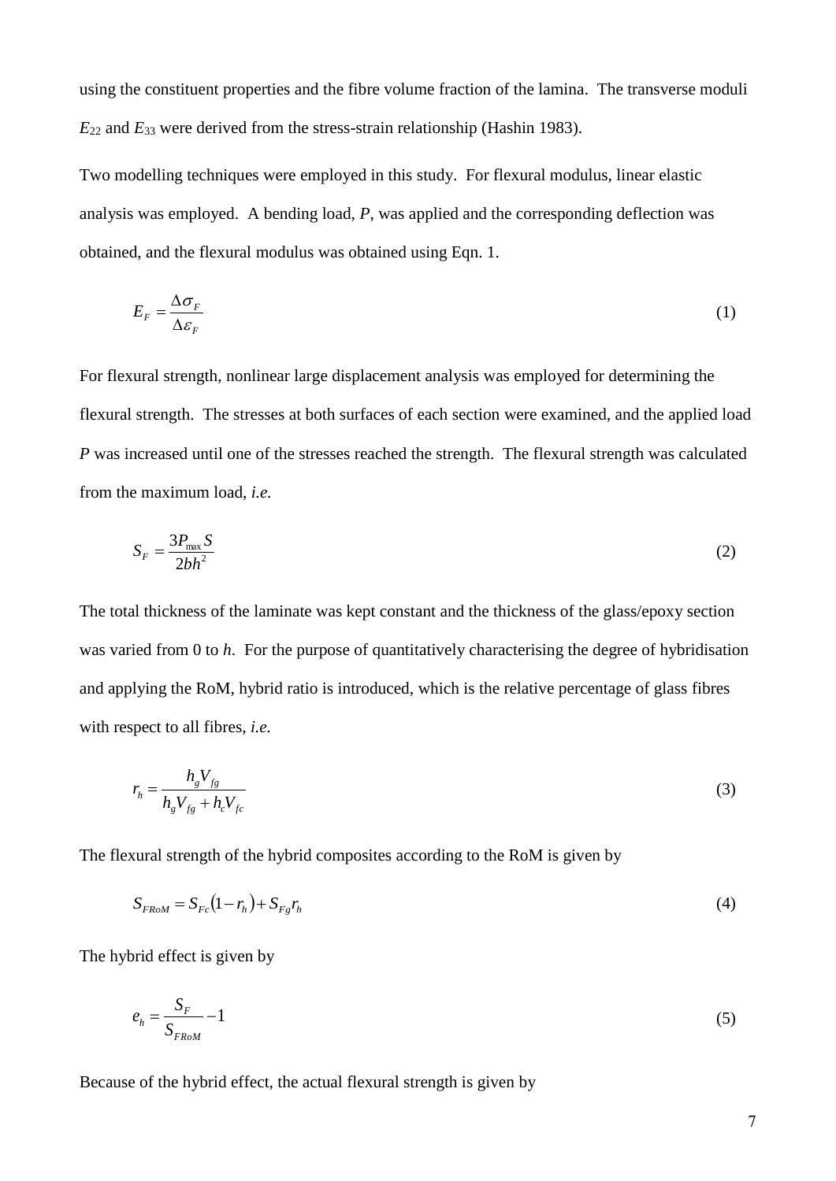using the constituent properties and the fibre volume fraction of the lamina. The transverse moduli $E_{22}$ and $E_{33}$ were derived from the stress-strain relationship (Hashin 1983).

Two modelling techniques were employed in this study. For flexural modulus, linear elastic analysis was employed. A bending load, $P$, was applied and the corresponding deflection was obtained, and the flexural modulus was obtained using Eqn. 1.

$$E_F = \frac{\Delta \sigma_F}{\Delta \varepsilon_F} \tag{1}$$

For flexural strength, nonlinear large displacement analysis was employed for determining the flexural strength. The stresses at both surfaces of each section were examined, and the applied load $P$ was increased until one of the stresses reached the strength. The flexural strength was calculated from the maximum load, *i.e.*

$$S_F = \frac{3 P_{\max} S}{2 b h^2} \tag{2}$$

The total thickness of the laminate was kept constant and the thickness of the glass/epoxy section was varied from 0 to $h$. For the purpose of quantitatively characterising the degree of hybridisation and applying the RoM, hybrid ratio is introduced, which is the relative percentage of glass fibres with respect to all fibres, *i.e.*

$$r_h = \frac{h_g V_{fg}}{h_g V_{fg} + h_c V_{fc}} \tag{3}$$

The flexural strength of the hybrid composites according to the RoM is given by

$$S_{FRoM} = S_{Fc}(1 - r_h) + S_{Fg} r_h \tag{4}$$

The hybrid effect is given by

$$e_h = \frac{S_F}{S_{FRoM}} - 1 \tag{5}$$

Because of the hybrid effect, the actual flexural strength is given by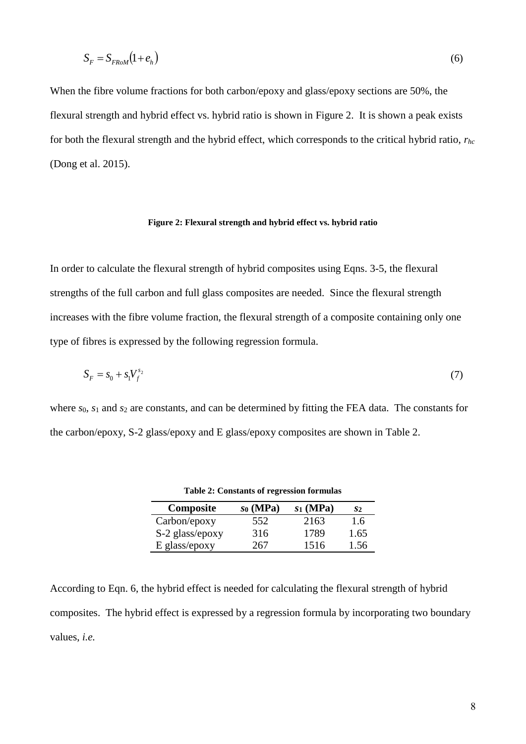$$S_F = S_{FRoM}\left(1 + e_h\right) \tag{6}$$

When the fibre volume fractions for both carbon/epoxy and glass/epoxy sections are 50%, the flexural strength and hybrid effect vs. hybrid ratio is shown in Figure 2. It is shown a peak exists for both the flexural strength and the hybrid effect, which corresponds to the critical hybrid ratio, $r_{hc}$ (Dong et al. 2015).

**Figure 2: Flexural strength and hybrid effect vs. hybrid ratio**

In order to calculate the flexural strength of hybrid composites using Eqns. 3-5, the flexural strengths of the full carbon and full glass composites are needed. Since the flexural strength increases with the fibre volume fraction, the flexural strength of a composite containing only one type of fibres is expressed by the following regression formula.

$$S_F = s_0 + s_1 V_f^{s_2} \tag{7}$$

where $s_0$, $s_1$ and $s_2$ are constants, and can be determined by fitting the FEA data. The constants for the carbon/epoxy, S-2 glass/epoxy and E glass/epoxy composites are shown in Table 2.

**Table 2: Constants of regression formulas**

| Composite | $s_0$ (MPa) | $s_1$ (MPa) | $s_2$ |
|---|---|---|---|
| Carbon/epoxy | 552 | 2163 | 1.6 |
| S-2 glass/epoxy | 316 | 1789 | 1.65 |
| E glass/epoxy | 267 | 1516 | 1.56 |

According to Eqn. 6, the hybrid effect is needed for calculating the flexural strength of hybrid composites. The hybrid effect is expressed by a regression formula by incorporating two boundary values, *i.e.*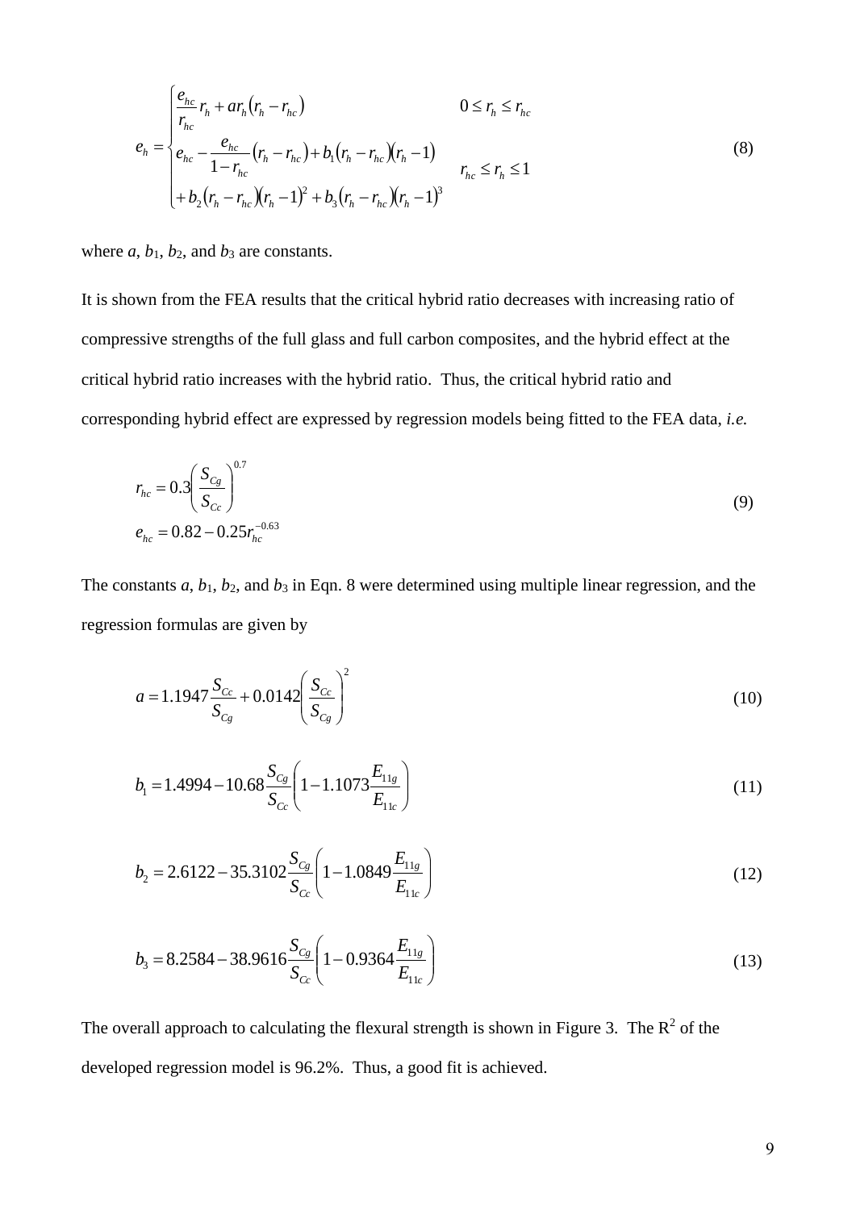$$
e_h = \begin{cases} \dfrac{e_{hc}}{r_{hc}} r_h + a r_h (r_h - r_{hc}) & 0 \le r_h \le r_{hc} \\ e_{hc} - \dfrac{e_{hc}}{1 - r_{hc}} (r_h - r_{hc}) + b_1 (r_h - r_{hc})(r_h - 1) & \\ + b_2 (r_h - r_{hc})(r_h - 1)^2 + b_3 (r_h - r_{hc})(r_h - 1)^3 & r_{hc} \le r_h \le 1 \end{cases} \tag{8}
$$

where $a$, $b_1$, $b_2$, and $b_3$ are constants.

It is shown from the FEA results that the critical hybrid ratio decreases with increasing ratio of compressive strengths of the full glass and full carbon composites, and the hybrid effect at the critical hybrid ratio increases with the hybrid ratio. Thus, the critical hybrid ratio and corresponding hybrid effect are expressed by regression models being fitted to the FEA data, *i.e.*

$$
\begin{aligned} r_{hc} &= 0.3 \left( \frac{S_{Cg}}{S_{Cc}} \right)^{0.7} \\ e_{hc} &= 0.82 - 0.25 r_{hc}^{-0.63} \end{aligned} \tag{9}
$$

The constants $a$, $b_1$, $b_2$, and $b_3$ in Eqn. 8 were determined using multiple linear regression, and the regression formulas are given by

$$
a = 1.1947 \frac{S_{Cc}}{S_{Cg}} + 0.0142 \left( \frac{S_{Cc}}{S_{Cg}} \right)^2 \tag{10}
$$

$$
b_1 = 1.4994 - 10.68 \frac{S_{Cg}}{S_{Cc}} \left( 1 - 1.1073 \frac{E_{11g}}{E_{11c}} \right) \tag{11}
$$

$$
b_2 = 2.6122 - 35.3102 \frac{S_{Cg}}{S_{Cc}} \left( 1 - 1.0849 \frac{E_{11g}}{E_{11c}} \right) \tag{12}
$$

$$
b_3 = 8.2584 - 38.9616 \frac{S_{Cg}}{S_{Cc}} \left( 1 - 0.9364 \frac{E_{11g}}{E_{11c}} \right) \tag{13}
$$

The overall approach to calculating the flexural strength is shown in Figure 3. The $R^2$ of the developed regression model is 96.2%. Thus, a good fit is achieved.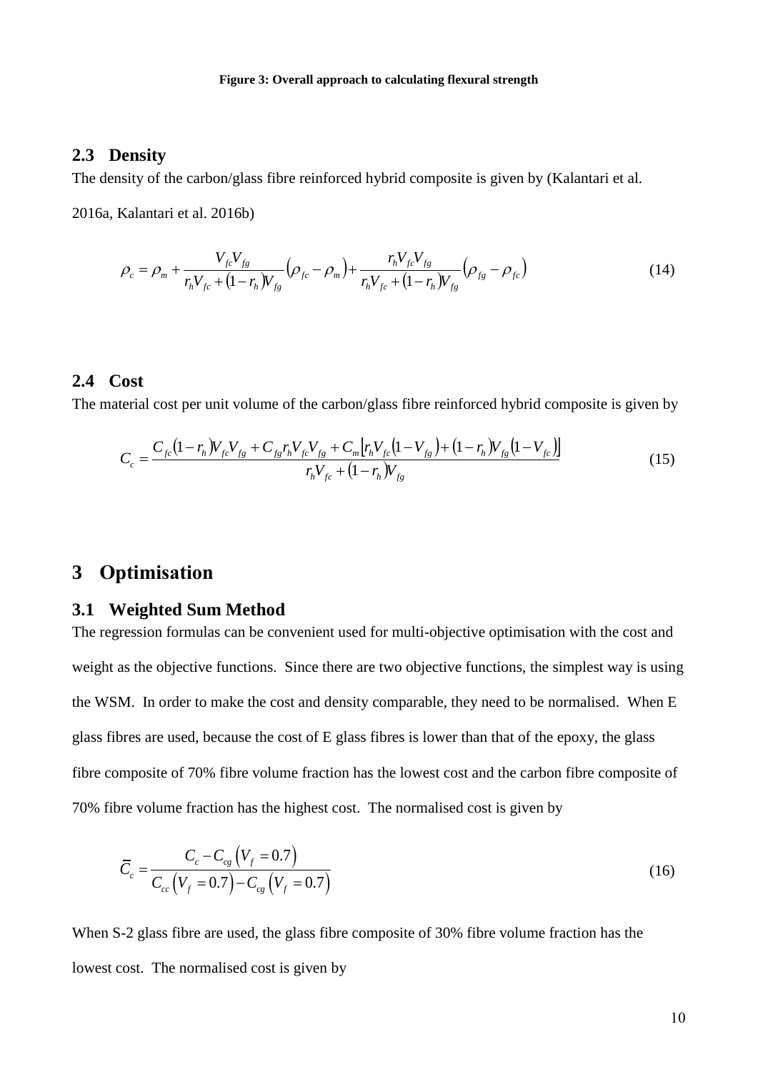**Figure 3: Overall approach to calculating flexural strength**

## 2.3 Density

The density of the carbon/glass fibre reinforced hybrid composite is given by (Kalantari et al. 2016a, Kalantari et al. 2016b)

$$\rho_c = \rho_m + \frac{V_{fc}V_{fg}}{r_h V_{fc} + (1-r_h)V_{fg}}\left(\rho_{fc} - \rho_m\right) + \frac{r_h V_{fc}V_{fg}}{r_h V_{fc} + (1-r_h)V_{fg}}\left(\rho_{fg} - \rho_{fc}\right) \tag{14}$$

## 2.4 Cost

The material cost per unit volume of the carbon/glass fibre reinforced hybrid composite is given by

$$C_c = \frac{C_{fc}(1-r_h)V_{fc}V_{fg} + C_{fg}r_h V_{fc}V_{fg} + C_m\left[r_h V_{fc}(1-V_{fg}) + (1-r_h)V_{fg}(1-V_{fc})\right]}{r_h V_{fc} + (1-r_h)V_{fg}} \tag{15}$$

# 3 Optimisation

## 3.1 Weighted Sum Method

The regression formulas can be convenient used for multi-objective optimisation with the cost and weight as the objective functions. Since there are two objective functions, the simplest way is using the WSM. In order to make the cost and density comparable, they need to be normalised. When E glass fibres are used, because the cost of E glass fibres is lower than that of the epoxy, the glass fibre composite of 70% fibre volume fraction has the lowest cost and the carbon fibre composite of 70% fibre volume fraction has the highest cost. The normalised cost is given by

$$\overline{C}_c = \frac{C_c - C_{cg}\left(V_f = 0.7\right)}{C_{cc}\left(V_f = 0.7\right) - C_{cg}\left(V_f = 0.7\right)} \tag{16}$$

When S-2 glass fibre are used, the glass fibre composite of 30% fibre volume fraction has the lowest cost. The normalised cost is given by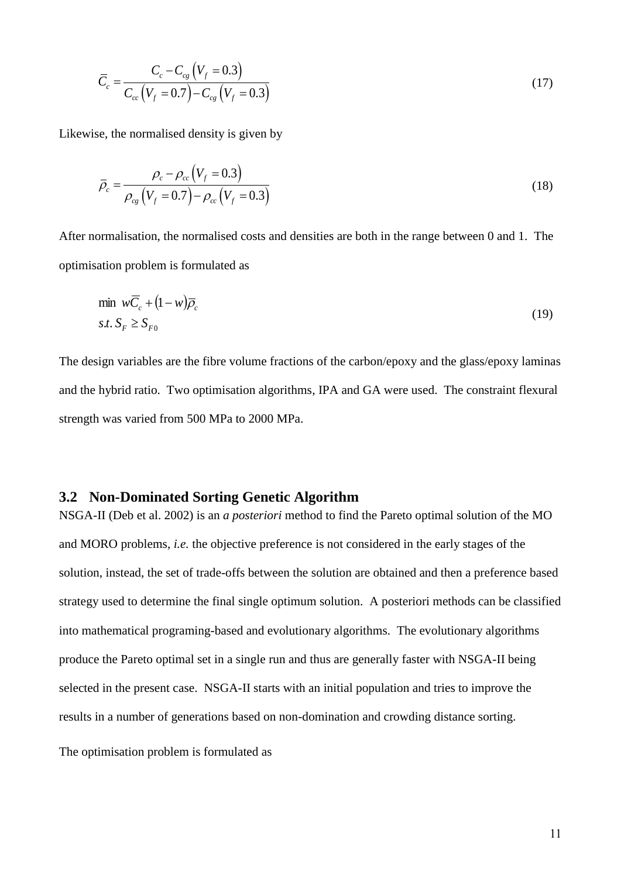$$\bar{C}_c = \frac{C_c - C_{cg}\left(V_f = 0.3\right)}{C_{cc}\left(V_f = 0.7\right) - C_{cg}\left(V_f = 0.3\right)} \tag{17}$$

Likewise, the normalised density is given by

$$\bar{\rho}_c = \frac{\rho_c - \rho_{cc}\left(V_f = 0.3\right)}{\rho_{cg}\left(V_f = 0.7\right) - \rho_{cc}\left(V_f = 0.3\right)} \tag{18}$$

After normalisation, the normalised costs and densities are both in the range between 0 and 1. The optimisation problem is formulated as

$$\begin{aligned} &\min \; w\bar{C}_c + (1-w)\bar{\rho}_c \\ &s.t. \; S_F \geq S_{F0} \end{aligned} \tag{19}$$

The design variables are the fibre volume fractions of the carbon/epoxy and the glass/epoxy laminas and the hybrid ratio. Two optimisation algorithms, IPA and GA were used. The constraint flexural strength was varied from 500 MPa to 2000 MPa.

### 3.2 Non-Dominated Sorting Genetic Algorithm

NSGA-II (Deb et al. 2002) is an *a posteriori* method to find the Pareto optimal solution of the MO and MORO problems, *i.e.* the objective preference is not considered in the early stages of the solution, instead, the set of trade-offs between the solution are obtained and then a preference based strategy used to determine the final single optimum solution. A posteriori methods can be classified into mathematical programing-based and evolutionary algorithms. The evolutionary algorithms produce the Pareto optimal set in a single run and thus are generally faster with NSGA-II being selected in the present case. NSGA-II starts with an initial population and tries to improve the results in a number of generations based on non-domination and crowding distance sorting.

The optimisation problem is formulated as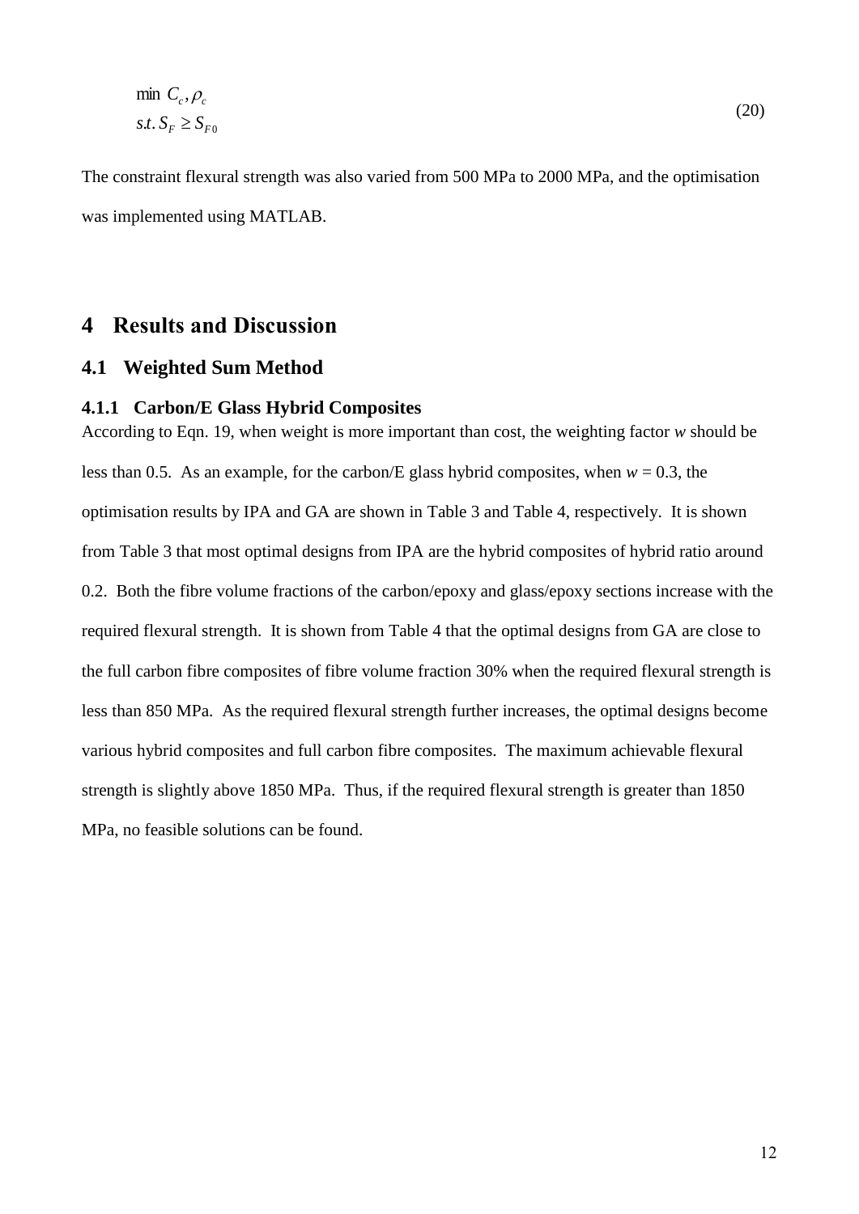$$
\begin{aligned}
&\min \ C_c, \rho_c \\
&s.t. \ S_F \geq S_{F0}
\end{aligned}
\tag{20}
$$

The constraint flexural strength was also varied from 500 MPa to 2000 MPa, and the optimisation was implemented using MATLAB.

# 4 Results and Discussion

## 4.1 Weighted Sum Method

### 4.1.1 Carbon/E Glass Hybrid Composites

According to Eqn. 19, when weight is more important than cost, the weighting factor *w* should be less than 0.5. As an example, for the carbon/E glass hybrid composites, when $w = 0.3$, the optimisation results by IPA and GA are shown in Table 3 and Table 4, respectively. It is shown from Table 3 that most optimal designs from IPA are the hybrid composites of hybrid ratio around 0.2. Both the fibre volume fractions of the carbon/epoxy and glass/epoxy sections increase with the required flexural strength. It is shown from Table 4 that the optimal designs from GA are close to the full carbon fibre composites of fibre volume fraction 30% when the required flexural strength is less than 850 MPa. As the required flexural strength further increases, the optimal designs become various hybrid composites and full carbon fibre composites. The maximum achievable flexural strength is slightly above 1850 MPa. Thus, if the required flexural strength is greater than 1850 MPa, no feasible solutions can be found.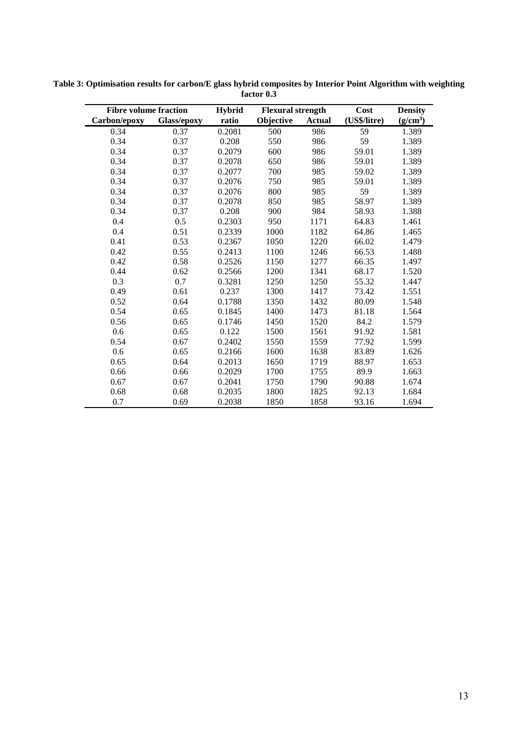**Table 3: Optimisation results for carbon/E glass hybrid composites by Interior Point Algorithm with weighting factor 0.3**

| Fibre volume fraction | | Hybrid | Flexural strength | | Cost | Density |
|---|---|---|---|---|---|---|
| Carbon/epoxy | Glass/epoxy | ratio | Objective | Actual | (US$/litre) | ($g/cm^3$) |
| 0.34 | 0.37 | 0.2081 | 500 | 986 | 59 | 1.389 |
| 0.34 | 0.37 | 0.208 | 550 | 986 | 59 | 1.389 |
| 0.34 | 0.37 | 0.2079 | 600 | 986 | 59.01 | 1.389 |
| 0.34 | 0.37 | 0.2078 | 650 | 986 | 59.01 | 1.389 |
| 0.34 | 0.37 | 0.2077 | 700 | 985 | 59.02 | 1.389 |
| 0.34 | 0.37 | 0.2076 | 750 | 985 | 59.01 | 1.389 |
| 0.34 | 0.37 | 0.2076 | 800 | 985 | 59 | 1.389 |
| 0.34 | 0.37 | 0.2078 | 850 | 985 | 58.97 | 1.389 |
| 0.34 | 0.37 | 0.208 | 900 | 984 | 58.93 | 1.388 |
| 0.4 | 0.5 | 0.2303 | 950 | 1171 | 64.83 | 1.461 |
| 0.4 | 0.51 | 0.2339 | 1000 | 1182 | 64.86 | 1.465 |
| 0.41 | 0.53 | 0.2367 | 1050 | 1220 | 66.02 | 1.479 |
| 0.42 | 0.55 | 0.2413 | 1100 | 1246 | 66.53 | 1.488 |
| 0.42 | 0.58 | 0.2526 | 1150 | 1277 | 66.35 | 1.497 |
| 0.44 | 0.62 | 0.2566 | 1200 | 1341 | 68.17 | 1.520 |
| 0.3 | 0.7 | 0.3281 | 1250 | 1250 | 55.32 | 1.447 |
| 0.49 | 0.61 | 0.237 | 1300 | 1417 | 73.42 | 1.551 |
| 0.52 | 0.64 | 0.1788 | 1350 | 1432 | 80.09 | 1.548 |
| 0.54 | 0.65 | 0.1845 | 1400 | 1473 | 81.18 | 1.564 |
| 0.56 | 0.65 | 0.1746 | 1450 | 1520 | 84.2 | 1.579 |
| 0.6 | 0.65 | 0.122 | 1500 | 1561 | 91.92 | 1.581 |
| 0.54 | 0.67 | 0.2402 | 1550 | 1559 | 77.92 | 1.599 |
| 0.6 | 0.65 | 0.2166 | 1600 | 1638 | 83.89 | 1.626 |
| 0.65 | 0.64 | 0.2013 | 1650 | 1719 | 88.97 | 1.653 |
| 0.66 | 0.66 | 0.2029 | 1700 | 1755 | 89.9 | 1.663 |
| 0.67 | 0.67 | 0.2041 | 1750 | 1790 | 90.88 | 1.674 |
| 0.68 | 0.68 | 0.2035 | 1800 | 1825 | 92.13 | 1.684 |
| 0.7 | 0.69 | 0.2038 | 1850 | 1858 | 93.16 | 1.694 |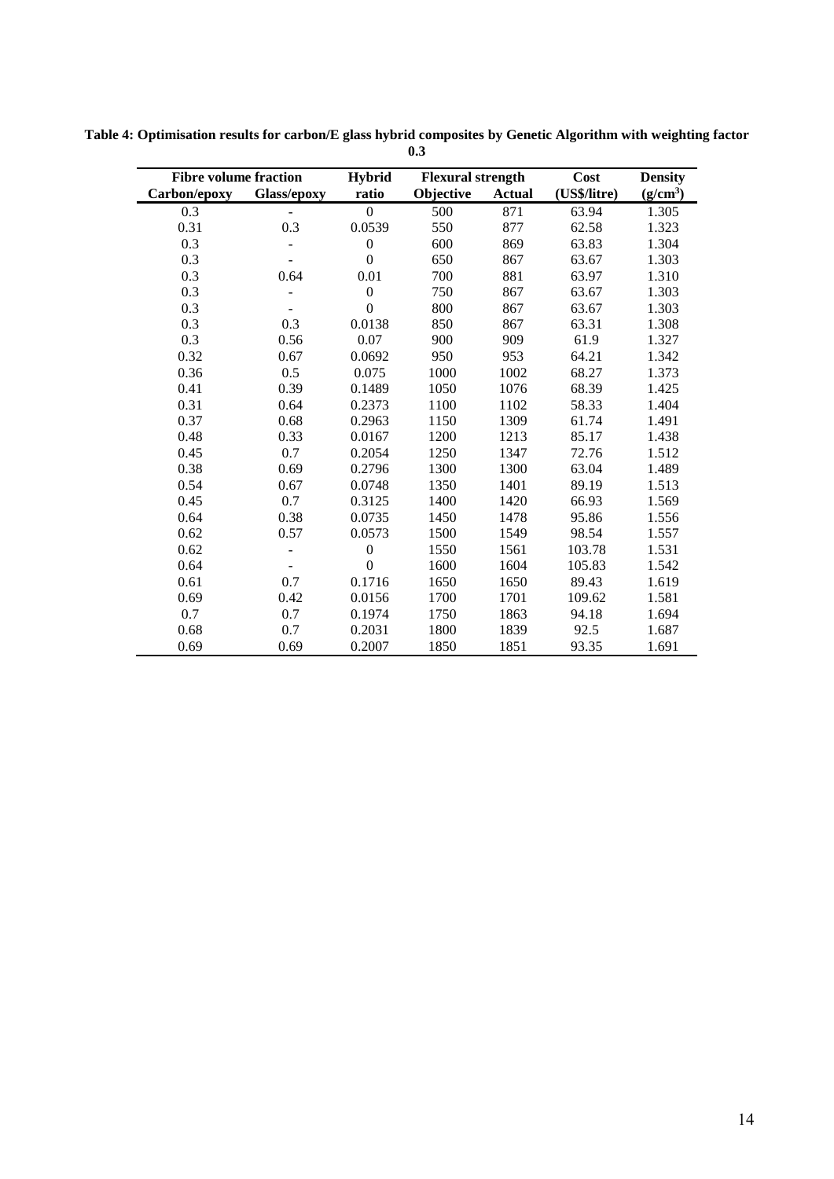**Table 4: Optimisation results for carbon/E glass hybrid composites by Genetic Algorithm with weighting factor 0.3**

| Fibre volume fraction | | Hybrid | Flexural strength | | Cost | Density |
|---|---|---|---|---|---|---|
| Carbon/epoxy | Glass/epoxy | ratio | Objective | Actual | (US$/litre) | (g/cm$^3$) |
| 0.3 | - | 0 | 500 | 871 | 63.94 | 1.305 |
| 0.31 | 0.3 | 0.0539 | 550 | 877 | 62.58 | 1.323 |
| 0.3 | - | 0 | 600 | 869 | 63.83 | 1.304 |
| 0.3 | - | 0 | 650 | 867 | 63.67 | 1.303 |
| 0.3 | 0.64 | 0.01 | 700 | 881 | 63.97 | 1.310 |
| 0.3 | - | 0 | 750 | 867 | 63.67 | 1.303 |
| 0.3 | - | 0 | 800 | 867 | 63.67 | 1.303 |
| 0.3 | 0.3 | 0.0138 | 850 | 867 | 63.31 | 1.308 |
| 0.3 | 0.56 | 0.07 | 900 | 909 | 61.9 | 1.327 |
| 0.32 | 0.67 | 0.0692 | 950 | 953 | 64.21 | 1.342 |
| 0.36 | 0.5 | 0.075 | 1000 | 1002 | 68.27 | 1.373 |
| 0.41 | 0.39 | 0.1489 | 1050 | 1076 | 68.39 | 1.425 |
| 0.31 | 0.64 | 0.2373 | 1100 | 1102 | 58.33 | 1.404 |
| 0.37 | 0.68 | 0.2963 | 1150 | 1309 | 61.74 | 1.491 |
| 0.48 | 0.33 | 0.0167 | 1200 | 1213 | 85.17 | 1.438 |
| 0.45 | 0.7 | 0.2054 | 1250 | 1347 | 72.76 | 1.512 |
| 0.38 | 0.69 | 0.2796 | 1300 | 1300 | 63.04 | 1.489 |
| 0.54 | 0.67 | 0.0748 | 1350 | 1401 | 89.19 | 1.513 |
| 0.45 | 0.7 | 0.3125 | 1400 | 1420 | 66.93 | 1.569 |
| 0.64 | 0.38 | 0.0735 | 1450 | 1478 | 95.86 | 1.556 |
| 0.62 | 0.57 | 0.0573 | 1500 | 1549 | 98.54 | 1.557 |
| 0.62 | - | 0 | 1550 | 1561 | 103.78 | 1.531 |
| 0.64 | - | 0 | 1600 | 1604 | 105.83 | 1.542 |
| 0.61 | 0.7 | 0.1716 | 1650 | 1650 | 89.43 | 1.619 |
| 0.69 | 0.42 | 0.0156 | 1700 | 1701 | 109.62 | 1.581 |
| 0.7 | 0.7 | 0.1974 | 1750 | 1863 | 94.18 | 1.694 |
| 0.68 | 0.7 | 0.2031 | 1800 | 1839 | 92.5 | 1.687 |
| 0.69 | 0.69 | 0.2007 | 1850 | 1851 | 93.35 | 1.691 |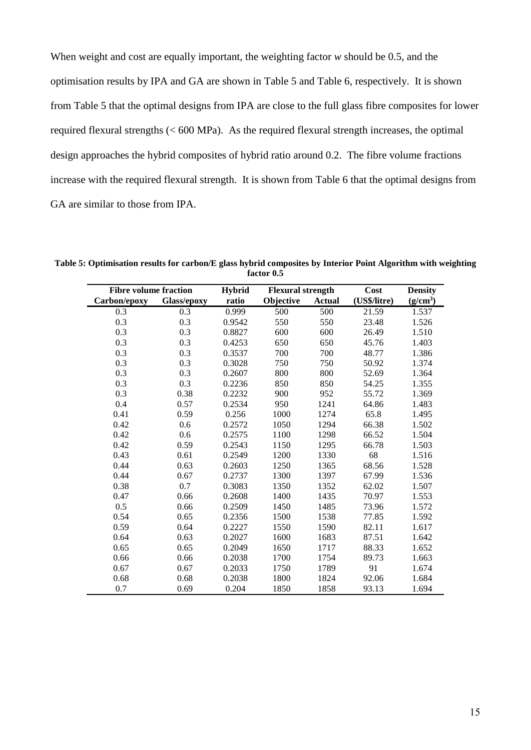When weight and cost are equally important, the weighting factor *w* should be 0.5, and the optimisation results by IPA and GA are shown in Table 5 and Table 6, respectively. It is shown from Table 5 that the optimal designs from IPA are close to the full glass fibre composites for lower required flexural strengths (< 600 MPa). As the required flexural strength increases, the optimal design approaches the hybrid composites of hybrid ratio around 0.2. The fibre volume fractions increase with the required flexural strength. It is shown from Table 6 that the optimal designs from GA are similar to those from IPA.

**Table 5: Optimisation results for carbon/E glass hybrid composites by Interior Point Algorithm with weighting factor 0.5**

| Fibre volume fraction | | Hybrid | Flexural strength | | Cost | Density |
|---|---|---|---|---|---|---|
| Carbon/epoxy | Glass/epoxy | ratio | Objective | Actual | (US$/litre) | (g/cm$^3$) |
| 0.3 | 0.3 | 0.999 | 500 | 500 | 21.59 | 1.537 |
| 0.3 | 0.3 | 0.9542 | 550 | 550 | 23.48 | 1.526 |
| 0.3 | 0.3 | 0.8827 | 600 | 600 | 26.49 | 1.510 |
| 0.3 | 0.3 | 0.4253 | 650 | 650 | 45.76 | 1.403 |
| 0.3 | 0.3 | 0.3537 | 700 | 700 | 48.77 | 1.386 |
| 0.3 | 0.3 | 0.3028 | 750 | 750 | 50.92 | 1.374 |
| 0.3 | 0.3 | 0.2607 | 800 | 800 | 52.69 | 1.364 |
| 0.3 | 0.3 | 0.2236 | 850 | 850 | 54.25 | 1.355 |
| 0.3 | 0.38 | 0.2232 | 900 | 952 | 55.72 | 1.369 |
| 0.4 | 0.57 | 0.2534 | 950 | 1241 | 64.86 | 1.483 |
| 0.41 | 0.59 | 0.256 | 1000 | 1274 | 65.8 | 1.495 |
| 0.42 | 0.6 | 0.2572 | 1050 | 1294 | 66.38 | 1.502 |
| 0.42 | 0.6 | 0.2575 | 1100 | 1298 | 66.52 | 1.504 |
| 0.42 | 0.59 | 0.2543 | 1150 | 1295 | 66.78 | 1.503 |
| 0.43 | 0.61 | 0.2549 | 1200 | 1330 | 68 | 1.516 |
| 0.44 | 0.63 | 0.2603 | 1250 | 1365 | 68.56 | 1.528 |
| 0.44 | 0.67 | 0.2737 | 1300 | 1397 | 67.99 | 1.536 |
| 0.38 | 0.7 | 0.3083 | 1350 | 1352 | 62.02 | 1.507 |
| 0.47 | 0.66 | 0.2608 | 1400 | 1435 | 70.97 | 1.553 |
| 0.5 | 0.66 | 0.2509 | 1450 | 1485 | 73.96 | 1.572 |
| 0.54 | 0.65 | 0.2356 | 1500 | 1538 | 77.85 | 1.592 |
| 0.59 | 0.64 | 0.2227 | 1550 | 1590 | 82.11 | 1.617 |
| 0.64 | 0.63 | 0.2027 | 1600 | 1683 | 87.51 | 1.642 |
| 0.65 | 0.65 | 0.2049 | 1650 | 1717 | 88.33 | 1.652 |
| 0.66 | 0.66 | 0.2038 | 1700 | 1754 | 89.73 | 1.663 |
| 0.67 | 0.67 | 0.2033 | 1750 | 1789 | 91 | 1.674 |
| 0.68 | 0.68 | 0.2038 | 1800 | 1824 | 92.06 | 1.684 |
| 0.7 | 0.69 | 0.204 | 1850 | 1858 | 93.13 | 1.694 |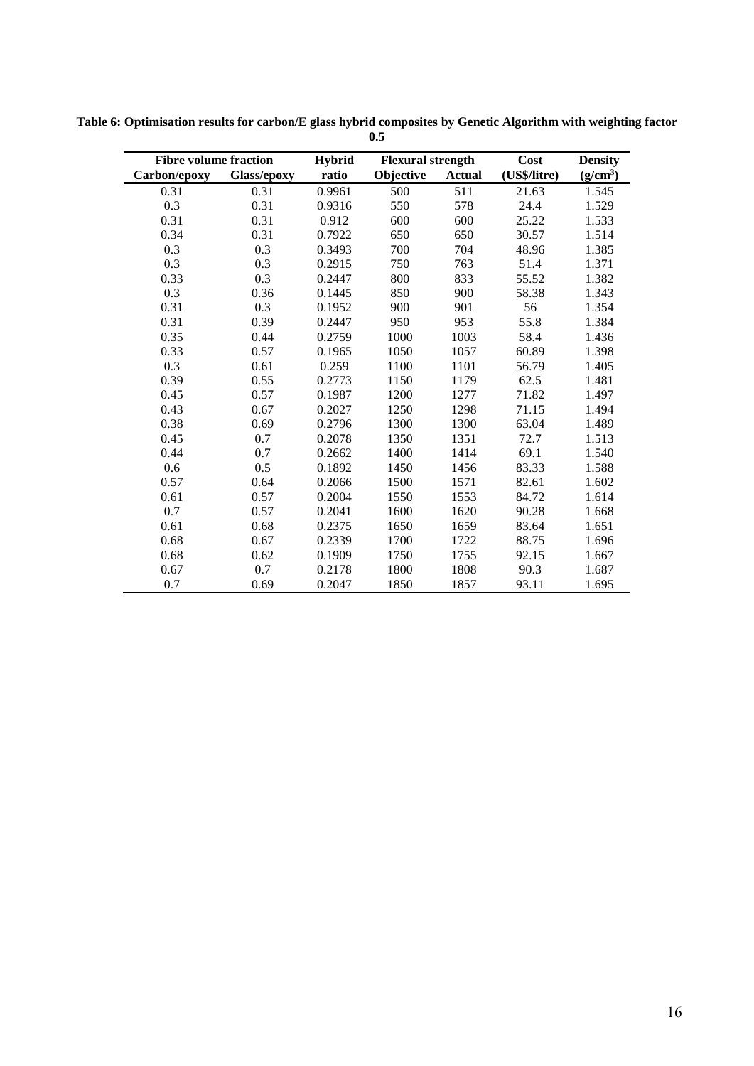**Table 6: Optimisation results for carbon/E glass hybrid composites by Genetic Algorithm with weighting factor 0.5**

| Fibre volume fraction | | Hybrid | Flexural strength | | Cost | Density |
|---|---|---|---|---|---|---|
| Carbon/epoxy | Glass/epoxy | ratio | Objective | Actual | (US$/litre) | ($g/cm^3$) |
| 0.31 | 0.31 | 0.9961 | 500 | 511 | 21.63 | 1.545 |
| 0.3 | 0.31 | 0.9316 | 550 | 578 | 24.4 | 1.529 |
| 0.31 | 0.31 | 0.912 | 600 | 600 | 25.22 | 1.533 |
| 0.34 | 0.31 | 0.7922 | 650 | 650 | 30.57 | 1.514 |
| 0.3 | 0.3 | 0.3493 | 700 | 704 | 48.96 | 1.385 |
| 0.3 | 0.3 | 0.2915 | 750 | 763 | 51.4 | 1.371 |
| 0.33 | 0.3 | 0.2447 | 800 | 833 | 55.52 | 1.382 |
| 0.3 | 0.36 | 0.1445 | 850 | 900 | 58.38 | 1.343 |
| 0.31 | 0.3 | 0.1952 | 900 | 901 | 56 | 1.354 |
| 0.31 | 0.39 | 0.2447 | 950 | 953 | 55.8 | 1.384 |
| 0.35 | 0.44 | 0.2759 | 1000 | 1003 | 58.4 | 1.436 |
| 0.33 | 0.57 | 0.1965 | 1050 | 1057 | 60.89 | 1.398 |
| 0.3 | 0.61 | 0.259 | 1100 | 1101 | 56.79 | 1.405 |
| 0.39 | 0.55 | 0.2773 | 1150 | 1179 | 62.5 | 1.481 |
| 0.45 | 0.57 | 0.1987 | 1200 | 1277 | 71.82 | 1.497 |
| 0.43 | 0.67 | 0.2027 | 1250 | 1298 | 71.15 | 1.494 |
| 0.38 | 0.69 | 0.2796 | 1300 | 1300 | 63.04 | 1.489 |
| 0.45 | 0.7 | 0.2078 | 1350 | 1351 | 72.7 | 1.513 |
| 0.44 | 0.7 | 0.2662 | 1400 | 1414 | 69.1 | 1.540 |
| 0.6 | 0.5 | 0.1892 | 1450 | 1456 | 83.33 | 1.588 |
| 0.57 | 0.64 | 0.2066 | 1500 | 1571 | 82.61 | 1.602 |
| 0.61 | 0.57 | 0.2004 | 1550 | 1553 | 84.72 | 1.614 |
| 0.7 | 0.57 | 0.2041 | 1600 | 1620 | 90.28 | 1.668 |
| 0.61 | 0.68 | 0.2375 | 1650 | 1659 | 83.64 | 1.651 |
| 0.68 | 0.67 | 0.2339 | 1700 | 1722 | 88.75 | 1.696 |
| 0.68 | 0.62 | 0.1909 | 1750 | 1755 | 92.15 | 1.667 |
| 0.67 | 0.7 | 0.2178 | 1800 | 1808 | 90.3 | 1.687 |
| 0.7 | 0.69 | 0.2047 | 1850 | 1857 | 93.11 | 1.695 |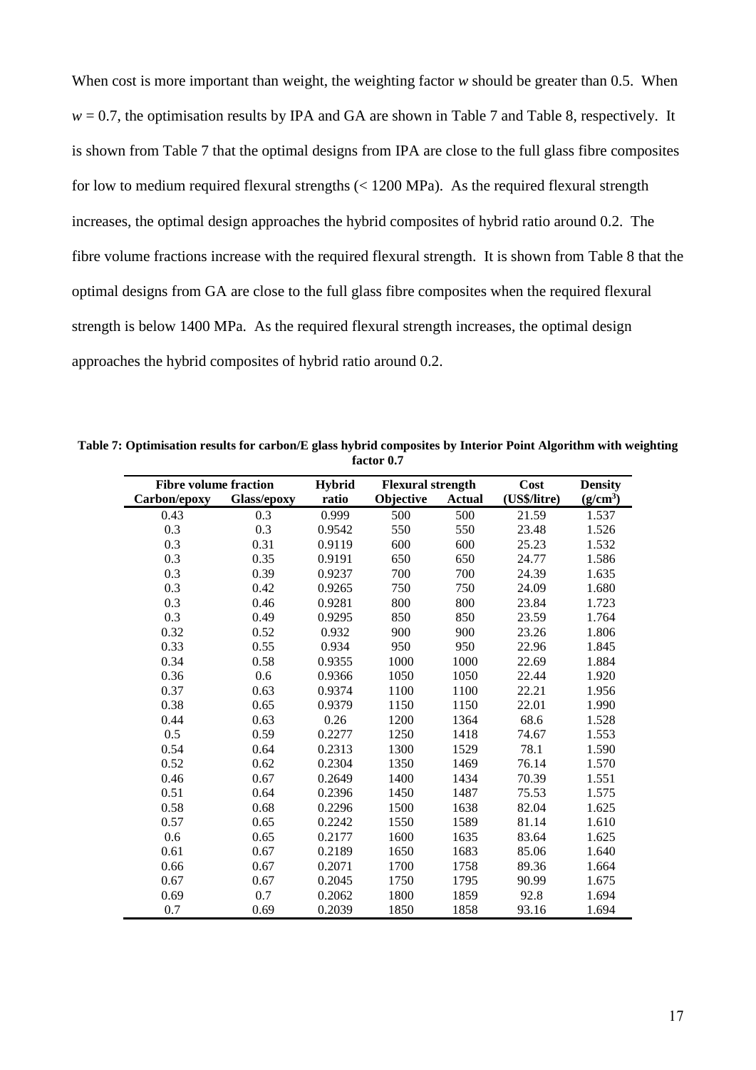When cost is more important than weight, the weighting factor *w* should be greater than 0.5. When $w = 0.7$, the optimisation results by IPA and GA are shown in Table 7 and Table 8, respectively. It is shown from Table 7 that the optimal designs from IPA are close to the full glass fibre composites for low to medium required flexural strengths (< 1200 MPa). As the required flexural strength increases, the optimal design approaches the hybrid composites of hybrid ratio around 0.2. The fibre volume fractions increase with the required flexural strength. It is shown from Table 8 that the optimal designs from GA are close to the full glass fibre composites when the required flexural strength is below 1400 MPa. As the required flexural strength increases, the optimal design approaches the hybrid composites of hybrid ratio around 0.2.

**Table 7: Optimisation results for carbon/E glass hybrid composites by Interior Point Algorithm with weighting factor 0.7**

| Fibre volume fraction | | Hybrid | Flexural strength | | Cost | Density |
|---|---|---|---|---|---|---|
| Carbon/epoxy | Glass/epoxy | ratio | Objective | Actual | (US$/litre) | ($g/cm^3$) |
| 0.43 | 0.3 | 0.999 | 500 | 500 | 21.59 | 1.537 |
| 0.3 | 0.3 | 0.9542 | 550 | 550 | 23.48 | 1.526 |
| 0.3 | 0.31 | 0.9119 | 600 | 600 | 25.23 | 1.532 |
| 0.3 | 0.35 | 0.9191 | 650 | 650 | 24.77 | 1.586 |
| 0.3 | 0.39 | 0.9237 | 700 | 700 | 24.39 | 1.635 |
| 0.3 | 0.42 | 0.9265 | 750 | 750 | 24.09 | 1.680 |
| 0.3 | 0.46 | 0.9281 | 800 | 800 | 23.84 | 1.723 |
| 0.3 | 0.49 | 0.9295 | 850 | 850 | 23.59 | 1.764 |
| 0.32 | 0.52 | 0.932 | 900 | 900 | 23.26 | 1.806 |
| 0.33 | 0.55 | 0.934 | 950 | 950 | 22.96 | 1.845 |
| 0.34 | 0.58 | 0.9355 | 1000 | 1000 | 22.69 | 1.884 |
| 0.36 | 0.6 | 0.9366 | 1050 | 1050 | 22.44 | 1.920 |
| 0.37 | 0.63 | 0.9374 | 1100 | 1100 | 22.21 | 1.956 |
| 0.38 | 0.65 | 0.9379 | 1150 | 1150 | 22.01 | 1.990 |
| 0.44 | 0.63 | 0.26 | 1200 | 1364 | 68.6 | 1.528 |
| 0.5 | 0.59 | 0.2277 | 1250 | 1418 | 74.67 | 1.553 |
| 0.54 | 0.64 | 0.2313 | 1300 | 1529 | 78.1 | 1.590 |
| 0.52 | 0.62 | 0.2304 | 1350 | 1469 | 76.14 | 1.570 |
| 0.46 | 0.67 | 0.2649 | 1400 | 1434 | 70.39 | 1.551 |
| 0.51 | 0.64 | 0.2396 | 1450 | 1487 | 75.53 | 1.575 |
| 0.58 | 0.68 | 0.2296 | 1500 | 1638 | 82.04 | 1.625 |
| 0.57 | 0.65 | 0.2242 | 1550 | 1589 | 81.14 | 1.610 |
| 0.6 | 0.65 | 0.2177 | 1600 | 1635 | 83.64 | 1.625 |
| 0.61 | 0.67 | 0.2189 | 1650 | 1683 | 85.06 | 1.640 |
| 0.66 | 0.67 | 0.2071 | 1700 | 1758 | 89.36 | 1.664 |
| 0.67 | 0.67 | 0.2045 | 1750 | 1795 | 90.99 | 1.675 |
| 0.69 | 0.7 | 0.2062 | 1800 | 1859 | 92.8 | 1.694 |
| 0.7 | 0.69 | 0.2039 | 1850 | 1858 | 93.16 | 1.694 |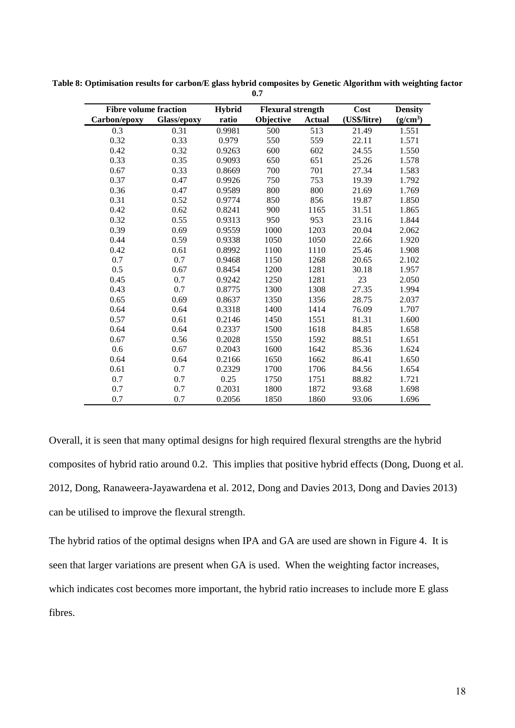**Table 8: Optimisation results for carbon/E glass hybrid composites by Genetic Algorithm with weighting factor 0.7**

| Fibre volume fraction | | Hybrid | Flexural strength | | Cost | Density |
|---|---|---|---|---|---|---|
| Carbon/epoxy | Glass/epoxy | ratio | Objective | Actual | (US$/litre) | ($g/cm^3$) |
| 0.3 | 0.31 | 0.9981 | 500 | 513 | 21.49 | 1.551 |
| 0.32 | 0.33 | 0.979 | 550 | 559 | 22.11 | 1.571 |
| 0.42 | 0.32 | 0.9263 | 600 | 602 | 24.55 | 1.550 |
| 0.33 | 0.35 | 0.9093 | 650 | 651 | 25.26 | 1.578 |
| 0.67 | 0.33 | 0.8669 | 700 | 701 | 27.34 | 1.583 |
| 0.37 | 0.47 | 0.9926 | 750 | 753 | 19.39 | 1.792 |
| 0.36 | 0.47 | 0.9589 | 800 | 800 | 21.69 | 1.769 |
| 0.31 | 0.52 | 0.9774 | 850 | 856 | 19.87 | 1.850 |
| 0.42 | 0.62 | 0.8241 | 900 | 1165 | 31.51 | 1.865 |
| 0.32 | 0.55 | 0.9313 | 950 | 953 | 23.16 | 1.844 |
| 0.39 | 0.69 | 0.9559 | 1000 | 1203 | 20.04 | 2.062 |
| 0.44 | 0.59 | 0.9338 | 1050 | 1050 | 22.66 | 1.920 |
| 0.42 | 0.61 | 0.8992 | 1100 | 1110 | 25.46 | 1.908 |
| 0.7 | 0.7 | 0.9468 | 1150 | 1268 | 20.65 | 2.102 |
| 0.5 | 0.67 | 0.8454 | 1200 | 1281 | 30.18 | 1.957 |
| 0.45 | 0.7 | 0.9242 | 1250 | 1281 | 23 | 2.050 |
| 0.43 | 0.7 | 0.8775 | 1300 | 1308 | 27.35 | 1.994 |
| 0.65 | 0.69 | 0.8637 | 1350 | 1356 | 28.75 | 2.037 |
| 0.64 | 0.64 | 0.3318 | 1400 | 1414 | 76.09 | 1.707 |
| 0.57 | 0.61 | 0.2146 | 1450 | 1551 | 81.31 | 1.600 |
| 0.64 | 0.64 | 0.2337 | 1500 | 1618 | 84.85 | 1.658 |
| 0.67 | 0.56 | 0.2028 | 1550 | 1592 | 88.51 | 1.651 |
| 0.6 | 0.67 | 0.2043 | 1600 | 1642 | 85.36 | 1.624 |
| 0.64 | 0.64 | 0.2166 | 1650 | 1662 | 86.41 | 1.650 |
| 0.61 | 0.7 | 0.2329 | 1700 | 1706 | 84.56 | 1.654 |
| 0.7 | 0.7 | 0.25 | 1750 | 1751 | 88.82 | 1.721 |
| 0.7 | 0.7 | 0.2031 | 1800 | 1872 | 93.68 | 1.698 |
| 0.7 | 0.7 | 0.2056 | 1850 | 1860 | 93.06 | 1.696 |

Overall, it is seen that many optimal designs for high required flexural strengths are the hybrid composites of hybrid ratio around 0.2. This implies that positive hybrid effects (Dong, Duong et al. 2012, Dong, Ranaweera-Jayawardena et al. 2012, Dong and Davies 2013, Dong and Davies 2013) can be utilised to improve the flexural strength.

The hybrid ratios of the optimal designs when IPA and GA are used are shown in Figure 4. It is seen that larger variations are present when GA is used. When the weighting factor increases, which indicates cost becomes more important, the hybrid ratio increases to include more E glass fibres.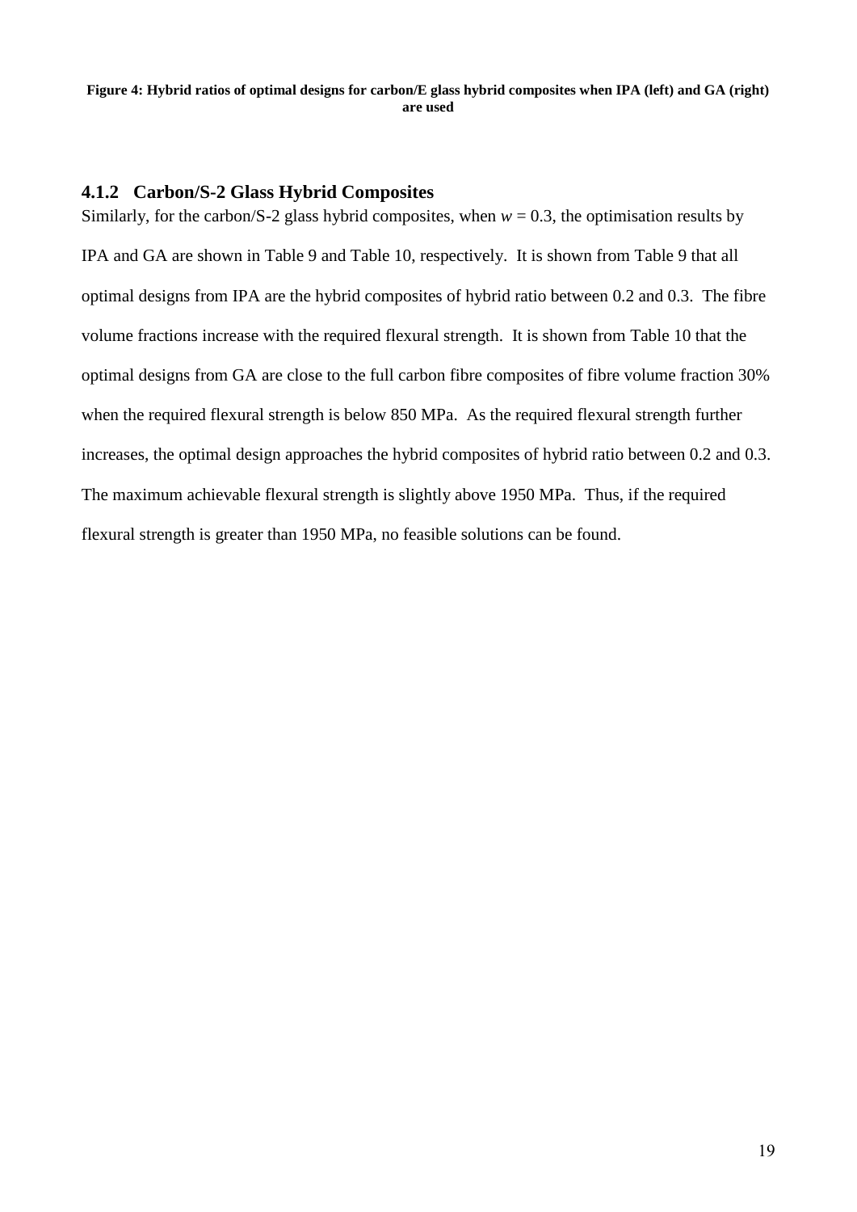**Figure 4: Hybrid ratios of optimal designs for carbon/E glass hybrid composites when IPA (left) and GA (right) are used**

### 4.1.2 Carbon/S-2 Glass Hybrid Composites

Similarly, for the carbon/S-2 glass hybrid composites, when $w = 0.3$, the optimisation results by IPA and GA are shown in Table 9 and Table 10, respectively. It is shown from Table 9 that all optimal designs from IPA are the hybrid composites of hybrid ratio between 0.2 and 0.3. The fibre volume fractions increase with the required flexural strength. It is shown from Table 10 that the optimal designs from GA are close to the full carbon fibre composites of fibre volume fraction 30% when the required flexural strength is below 850 MPa. As the required flexural strength further increases, the optimal design approaches the hybrid composites of hybrid ratio between 0.2 and 0.3. The maximum achievable flexural strength is slightly above 1950 MPa. Thus, if the required flexural strength is greater than 1950 MPa, no feasible solutions can be found.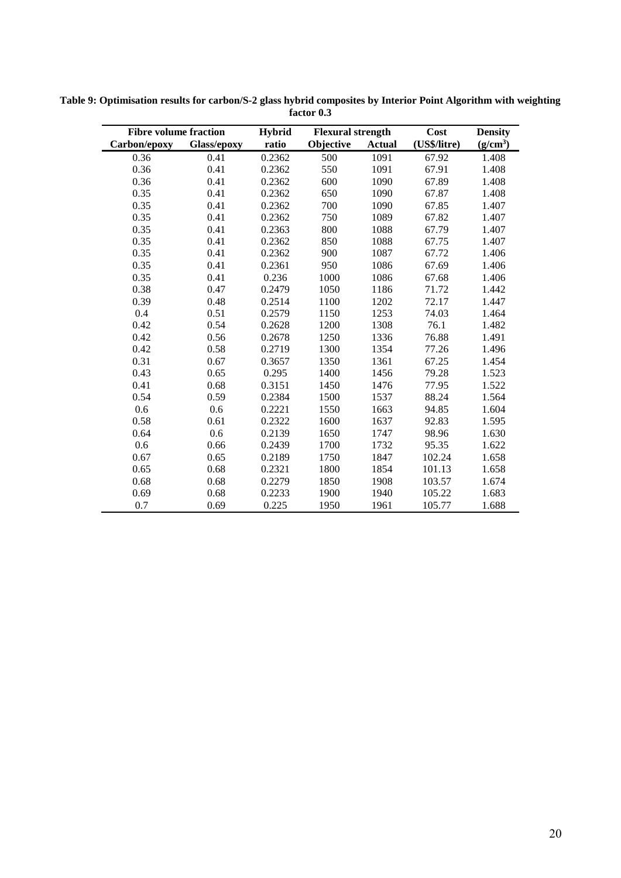**Table 9: Optimisation results for carbon/S-2 glass hybrid composites by Interior Point Algorithm with weighting factor 0.3**

| Fibre volume fraction | | Hybrid | Flexural strength | | Cost | Density |
|---|---|---|---|---|---|---|
| Carbon/epoxy | Glass/epoxy | ratio | Objective | Actual | (US$/litre) | ($g/cm^3$) |
| 0.36 | 0.41 | 0.2362 | 500 | 1091 | 67.92 | 1.408 |
| 0.36 | 0.41 | 0.2362 | 550 | 1091 | 67.91 | 1.408 |
| 0.36 | 0.41 | 0.2362 | 600 | 1090 | 67.89 | 1.408 |
| 0.35 | 0.41 | 0.2362 | 650 | 1090 | 67.87 | 1.408 |
| 0.35 | 0.41 | 0.2362 | 700 | 1090 | 67.85 | 1.407 |
| 0.35 | 0.41 | 0.2362 | 750 | 1089 | 67.82 | 1.407 |
| 0.35 | 0.41 | 0.2363 | 800 | 1088 | 67.79 | 1.407 |
| 0.35 | 0.41 | 0.2362 | 850 | 1088 | 67.75 | 1.407 |
| 0.35 | 0.41 | 0.2362 | 900 | 1087 | 67.72 | 1.406 |
| 0.35 | 0.41 | 0.2361 | 950 | 1086 | 67.69 | 1.406 |
| 0.35 | 0.41 | 0.236 | 1000 | 1086 | 67.68 | 1.406 |
| 0.38 | 0.47 | 0.2479 | 1050 | 1186 | 71.72 | 1.442 |
| 0.39 | 0.48 | 0.2514 | 1100 | 1202 | 72.17 | 1.447 |
| 0.4 | 0.51 | 0.2579 | 1150 | 1253 | 74.03 | 1.464 |
| 0.42 | 0.54 | 0.2628 | 1200 | 1308 | 76.1 | 1.482 |
| 0.42 | 0.56 | 0.2678 | 1250 | 1336 | 76.88 | 1.491 |
| 0.42 | 0.58 | 0.2719 | 1300 | 1354 | 77.26 | 1.496 |
| 0.31 | 0.67 | 0.3657 | 1350 | 1361 | 67.25 | 1.454 |
| 0.43 | 0.65 | 0.295 | 1400 | 1456 | 79.28 | 1.523 |
| 0.41 | 0.68 | 0.3151 | 1450 | 1476 | 77.95 | 1.522 |
| 0.54 | 0.59 | 0.2384 | 1500 | 1537 | 88.24 | 1.564 |
| 0.6 | 0.6 | 0.2221 | 1550 | 1663 | 94.85 | 1.604 |
| 0.58 | 0.61 | 0.2322 | 1600 | 1637 | 92.83 | 1.595 |
| 0.64 | 0.6 | 0.2139 | 1650 | 1747 | 98.96 | 1.630 |
| 0.6 | 0.66 | 0.2439 | 1700 | 1732 | 95.35 | 1.622 |
| 0.67 | 0.65 | 0.2189 | 1750 | 1847 | 102.24 | 1.658 |
| 0.65 | 0.68 | 0.2321 | 1800 | 1854 | 101.13 | 1.658 |
| 0.68 | 0.68 | 0.2279 | 1850 | 1908 | 103.57 | 1.674 |
| 0.69 | 0.68 | 0.2233 | 1900 | 1940 | 105.22 | 1.683 |
| 0.7 | 0.69 | 0.225 | 1950 | 1961 | 105.77 | 1.688 |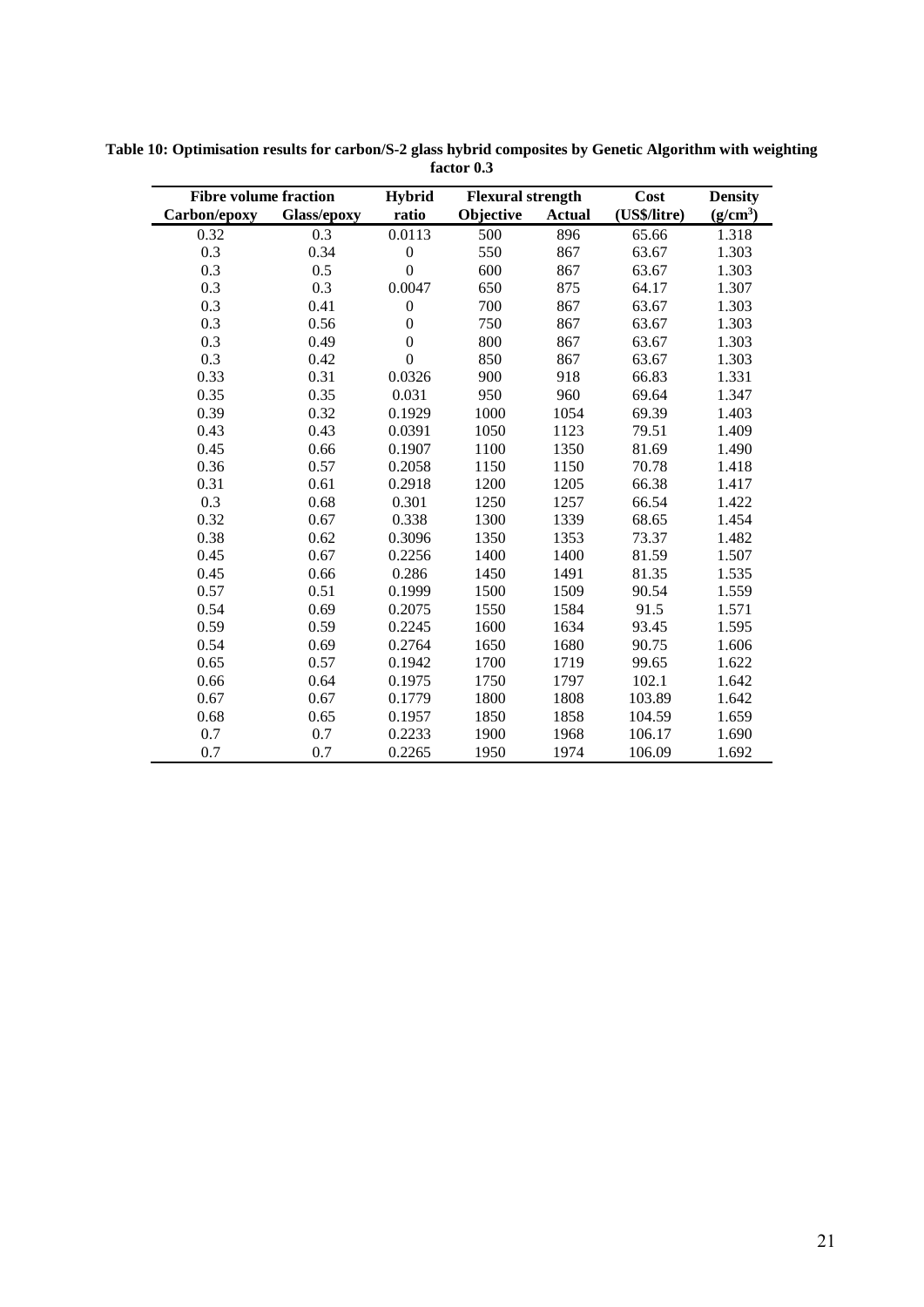**Table 10: Optimisation results for carbon/S-2 glass hybrid composites by Genetic Algorithm with weighting factor 0.3**

| Fibre volume fraction | | Hybrid | Flexural strength | | Cost | Density |
|---|---|---|---|---|---|---|
| Carbon/epoxy | Glass/epoxy | ratio | Objective | Actual | (US$/litre) | ($g/cm^3$) |
| 0.32 | 0.3 | 0.0113 | 500 | 896 | 65.66 | 1.318 |
| 0.3 | 0.34 | 0 | 550 | 867 | 63.67 | 1.303 |
| 0.3 | 0.5 | 0 | 600 | 867 | 63.67 | 1.303 |
| 0.3 | 0.3 | 0.0047 | 650 | 875 | 64.17 | 1.307 |
| 0.3 | 0.41 | 0 | 700 | 867 | 63.67 | 1.303 |
| 0.3 | 0.56 | 0 | 750 | 867 | 63.67 | 1.303 |
| 0.3 | 0.49 | 0 | 800 | 867 | 63.67 | 1.303 |
| 0.3 | 0.42 | 0 | 850 | 867 | 63.67 | 1.303 |
| 0.33 | 0.31 | 0.0326 | 900 | 918 | 66.83 | 1.331 |
| 0.35 | 0.35 | 0.031 | 950 | 960 | 69.64 | 1.347 |
| 0.39 | 0.32 | 0.1929 | 1000 | 1054 | 69.39 | 1.403 |
| 0.43 | 0.43 | 0.0391 | 1050 | 1123 | 79.51 | 1.409 |
| 0.45 | 0.66 | 0.1907 | 1100 | 1350 | 81.69 | 1.490 |
| 0.36 | 0.57 | 0.2058 | 1150 | 1150 | 70.78 | 1.418 |
| 0.31 | 0.61 | 0.2918 | 1200 | 1205 | 66.38 | 1.417 |
| 0.3 | 0.68 | 0.301 | 1250 | 1257 | 66.54 | 1.422 |
| 0.32 | 0.67 | 0.338 | 1300 | 1339 | 68.65 | 1.454 |
| 0.38 | 0.62 | 0.3096 | 1350 | 1353 | 73.37 | 1.482 |
| 0.45 | 0.67 | 0.2256 | 1400 | 1400 | 81.59 | 1.507 |
| 0.45 | 0.66 | 0.286 | 1450 | 1491 | 81.35 | 1.535 |
| 0.57 | 0.51 | 0.1999 | 1500 | 1509 | 90.54 | 1.559 |
| 0.54 | 0.69 | 0.2075 | 1550 | 1584 | 91.5 | 1.571 |
| 0.59 | 0.59 | 0.2245 | 1600 | 1634 | 93.45 | 1.595 |
| 0.54 | 0.69 | 0.2764 | 1650 | 1680 | 90.75 | 1.606 |
| 0.65 | 0.57 | 0.1942 | 1700 | 1719 | 99.65 | 1.622 |
| 0.66 | 0.64 | 0.1975 | 1750 | 1797 | 102.1 | 1.642 |
| 0.67 | 0.67 | 0.1779 | 1800 | 1808 | 103.89 | 1.642 |
| 0.68 | 0.65 | 0.1957 | 1850 | 1858 | 104.59 | 1.659 |
| 0.7 | 0.7 | 0.2233 | 1900 | 1968 | 106.17 | 1.690 |
| 0.7 | 0.7 | 0.2265 | 1950 | 1974 | 106.09 | 1.692 |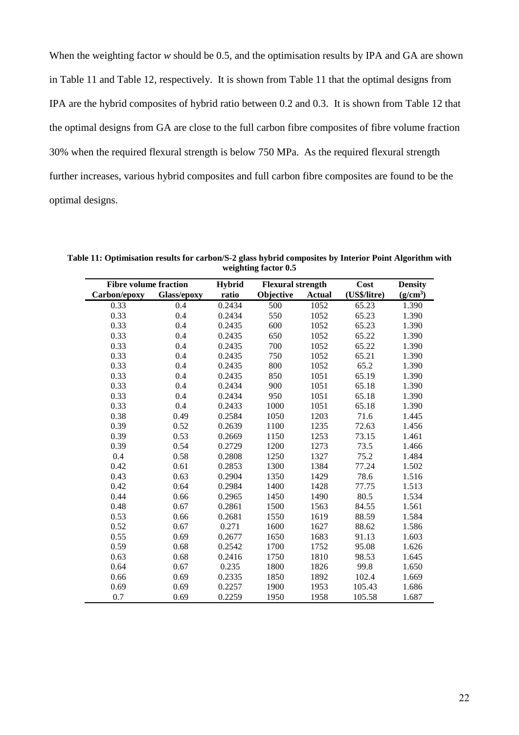When the weighting factor *w* should be 0.5, and the optimisation results by IPA and GA are shown in Table 11 and Table 12, respectively. It is shown from Table 11 that the optimal designs from IPA are the hybrid composites of hybrid ratio between 0.2 and 0.3. It is shown from Table 12 that the optimal designs from GA are close to the full carbon fibre composites of fibre volume fraction 30% when the required flexural strength is below 750 MPa. As the required flexural strength further increases, various hybrid composites and full carbon fibre composites are found to be the optimal designs.

**Table 11: Optimisation results for carbon/S-2 glass hybrid composites by Interior Point Algorithm with weighting factor 0.5**

| Fibre volume fraction | | Hybrid | Flexural strength | | Cost | Density |
|---|---|---|---|---|---|---|
| Carbon/epoxy | Glass/epoxy | ratio | Objective | Actual | (US$/litre) | ($g/cm^3$) |
| 0.33 | 0.4 | 0.2434 | 500 | 1052 | 65.23 | 1.390 |
| 0.33 | 0.4 | 0.2434 | 550 | 1052 | 65.23 | 1.390 |
| 0.33 | 0.4 | 0.2435 | 600 | 1052 | 65.23 | 1.390 |
| 0.33 | 0.4 | 0.2435 | 650 | 1052 | 65.22 | 1.390 |
| 0.33 | 0.4 | 0.2435 | 700 | 1052 | 65.22 | 1.390 |
| 0.33 | 0.4 | 0.2435 | 750 | 1052 | 65.21 | 1.390 |
| 0.33 | 0.4 | 0.2435 | 800 | 1052 | 65.2 | 1.390 |
| 0.33 | 0.4 | 0.2435 | 850 | 1051 | 65.19 | 1.390 |
| 0.33 | 0.4 | 0.2434 | 900 | 1051 | 65.18 | 1.390 |
| 0.33 | 0.4 | 0.2434 | 950 | 1051 | 65.18 | 1.390 |
| 0.33 | 0.4 | 0.2433 | 1000 | 1051 | 65.18 | 1.390 |
| 0.38 | 0.49 | 0.2584 | 1050 | 1203 | 71.6 | 1.445 |
| 0.39 | 0.52 | 0.2639 | 1100 | 1235 | 72.63 | 1.456 |
| 0.39 | 0.53 | 0.2669 | 1150 | 1253 | 73.15 | 1.461 |
| 0.39 | 0.54 | 0.2729 | 1200 | 1273 | 73.5 | 1.466 |
| 0.4 | 0.58 | 0.2808 | 1250 | 1327 | 75.2 | 1.484 |
| 0.42 | 0.61 | 0.2853 | 1300 | 1384 | 77.24 | 1.502 |
| 0.43 | 0.63 | 0.2904 | 1350 | 1429 | 78.6 | 1.516 |
| 0.42 | 0.64 | 0.2984 | 1400 | 1428 | 77.75 | 1.513 |
| 0.44 | 0.66 | 0.2965 | 1450 | 1490 | 80.5 | 1.534 |
| 0.48 | 0.67 | 0.2861 | 1500 | 1563 | 84.55 | 1.561 |
| 0.53 | 0.66 | 0.2681 | 1550 | 1619 | 88.59 | 1.584 |
| 0.52 | 0.67 | 0.271 | 1600 | 1627 | 88.62 | 1.586 |
| 0.55 | 0.69 | 0.2677 | 1650 | 1683 | 91.13 | 1.603 |
| 0.59 | 0.68 | 0.2542 | 1700 | 1752 | 95.08 | 1.626 |
| 0.63 | 0.68 | 0.2416 | 1750 | 1810 | 98.53 | 1.645 |
| 0.64 | 0.67 | 0.235 | 1800 | 1826 | 99.8 | 1.650 |
| 0.66 | 0.69 | 0.2335 | 1850 | 1892 | 102.4 | 1.669 |
| 0.69 | 0.69 | 0.2257 | 1900 | 1953 | 105.43 | 1.686 |
| 0.7 | 0.69 | 0.2259 | 1950 | 1958 | 105.58 | 1.687 |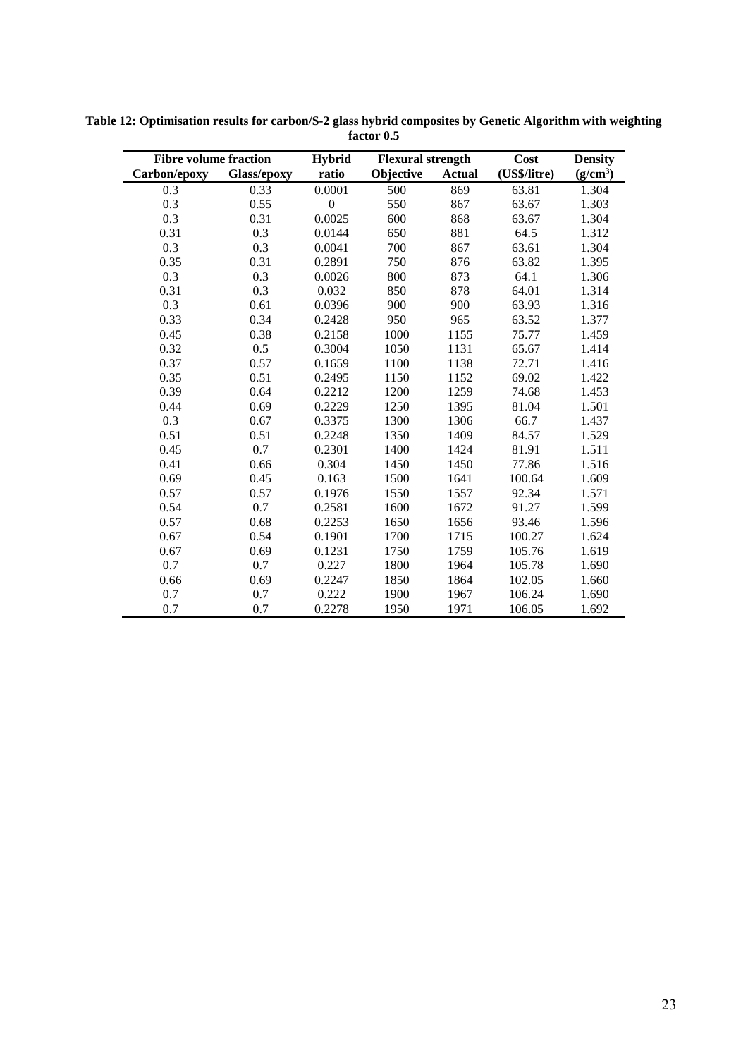**Table 12: Optimisation results for carbon/S-2 glass hybrid composites by Genetic Algorithm with weighting factor 0.5**

| Fibre volume fraction | | Hybrid | Flexural strength | | Cost | Density |
|---|---|---|---|---|---|---|
| Carbon/epoxy | Glass/epoxy | ratio | Objective | Actual | (US$/litre) | ($g/cm^3$) |
| 0.3 | 0.33 | 0.0001 | 500 | 869 | 63.81 | 1.304 |
| 0.3 | 0.55 | 0 | 550 | 867 | 63.67 | 1.303 |
| 0.3 | 0.31 | 0.0025 | 600 | 868 | 63.67 | 1.304 |
| 0.31 | 0.3 | 0.0144 | 650 | 881 | 64.5 | 1.312 |
| 0.3 | 0.3 | 0.0041 | 700 | 867 | 63.61 | 1.304 |
| 0.35 | 0.31 | 0.2891 | 750 | 876 | 63.82 | 1.395 |
| 0.3 | 0.3 | 0.0026 | 800 | 873 | 64.1 | 1.306 |
| 0.31 | 0.3 | 0.032 | 850 | 878 | 64.01 | 1.314 |
| 0.3 | 0.61 | 0.0396 | 900 | 900 | 63.93 | 1.316 |
| 0.33 | 0.34 | 0.2428 | 950 | 965 | 63.52 | 1.377 |
| 0.45 | 0.38 | 0.2158 | 1000 | 1155 | 75.77 | 1.459 |
| 0.32 | 0.5 | 0.3004 | 1050 | 1131 | 65.67 | 1.414 |
| 0.37 | 0.57 | 0.1659 | 1100 | 1138 | 72.71 | 1.416 |
| 0.35 | 0.51 | 0.2495 | 1150 | 1152 | 69.02 | 1.422 |
| 0.39 | 0.64 | 0.2212 | 1200 | 1259 | 74.68 | 1.453 |
| 0.44 | 0.69 | 0.2229 | 1250 | 1395 | 81.04 | 1.501 |
| 0.3 | 0.67 | 0.3375 | 1300 | 1306 | 66.7 | 1.437 |
| 0.51 | 0.51 | 0.2248 | 1350 | 1409 | 84.57 | 1.529 |
| 0.45 | 0.7 | 0.2301 | 1400 | 1424 | 81.91 | 1.511 |
| 0.41 | 0.66 | 0.304 | 1450 | 1450 | 77.86 | 1.516 |
| 0.69 | 0.45 | 0.163 | 1500 | 1641 | 100.64 | 1.609 |
| 0.57 | 0.57 | 0.1976 | 1550 | 1557 | 92.34 | 1.571 |
| 0.54 | 0.7 | 0.2581 | 1600 | 1672 | 91.27 | 1.599 |
| 0.57 | 0.68 | 0.2253 | 1650 | 1656 | 93.46 | 1.596 |
| 0.67 | 0.54 | 0.1901 | 1700 | 1715 | 100.27 | 1.624 |
| 0.67 | 0.69 | 0.1231 | 1750 | 1759 | 105.76 | 1.619 |
| 0.7 | 0.7 | 0.227 | 1800 | 1964 | 105.78 | 1.690 |
| 0.66 | 0.69 | 0.2247 | 1850 | 1864 | 102.05 | 1.660 |
| 0.7 | 0.7 | 0.222 | 1900 | 1967 | 106.24 | 1.690 |
| 0.7 | 0.7 | 0.2278 | 1950 | 1971 | 106.05 | 1.692 |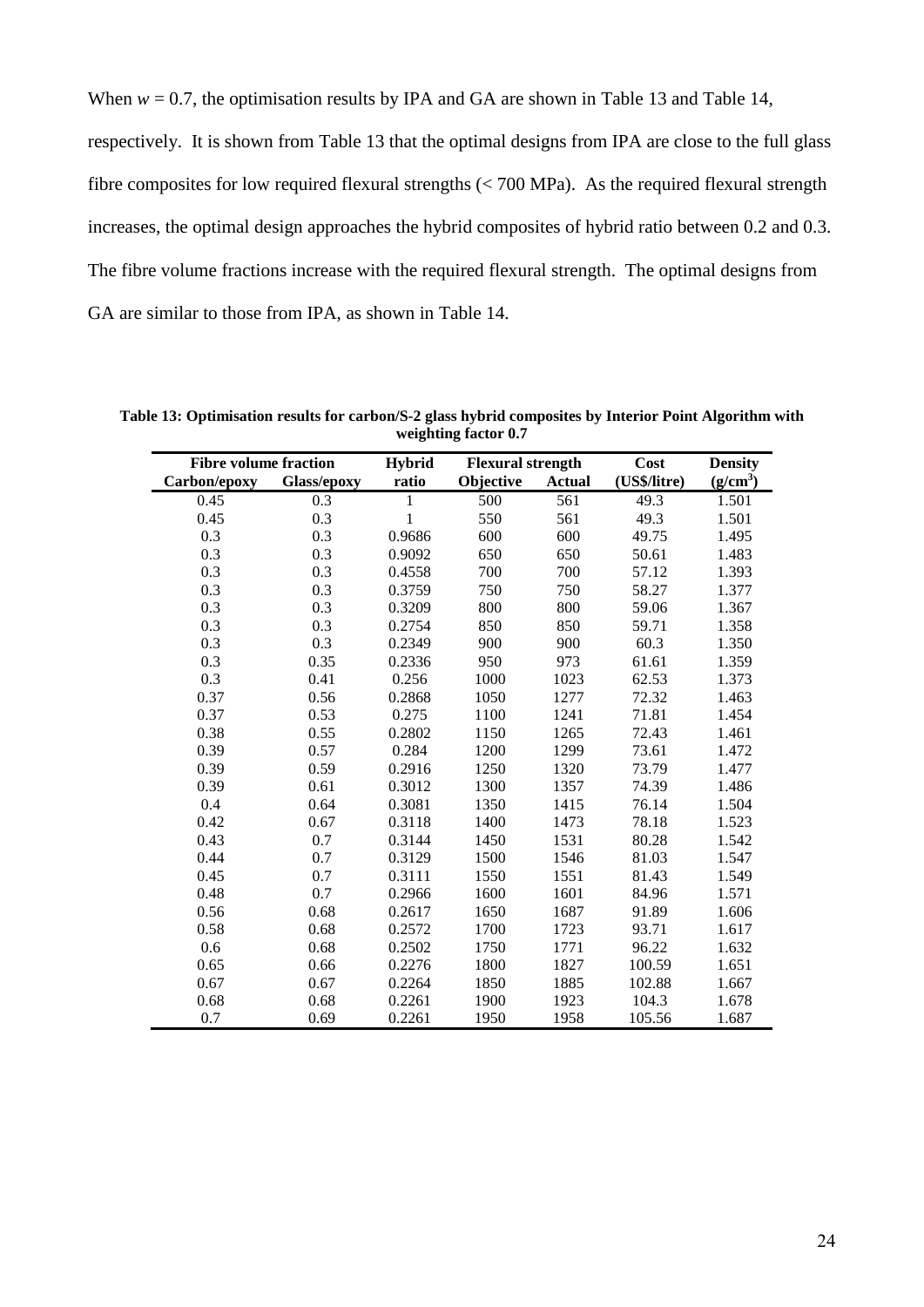When $w = 0.7$, the optimisation results by IPA and GA are shown in Table 13 and Table 14, respectively. It is shown from Table 13 that the optimal designs from IPA are close to the full glass fibre composites for low required flexural strengths (< 700 MPa). As the required flexural strength increases, the optimal design approaches the hybrid composites of hybrid ratio between 0.2 and 0.3. The fibre volume fractions increase with the required flexural strength. The optimal designs from GA are similar to those from IPA, as shown in Table 14.

**Table 13: Optimisation results for carbon/S-2 glass hybrid composites by Interior Point Algorithm with weighting factor 0.7**

| Fibre volume fraction | | Hybrid | Flexural strength | | Cost | Density |
|---|---|---|---|---|---|---|
| Carbon/epoxy | Glass/epoxy | ratio | Objective | Actual | (US$/litre) | (g/cm$^3$) |
| 0.45 | 0.3 | 1 | 500 | 561 | 49.3 | 1.501 |
| 0.45 | 0.3 | 1 | 550 | 561 | 49.3 | 1.501 |
| 0.3 | 0.3 | 0.9686 | 600 | 600 | 49.75 | 1.495 |
| 0.3 | 0.3 | 0.9092 | 650 | 650 | 50.61 | 1.483 |
| 0.3 | 0.3 | 0.4558 | 700 | 700 | 57.12 | 1.393 |
| 0.3 | 0.3 | 0.3759 | 750 | 750 | 58.27 | 1.377 |
| 0.3 | 0.3 | 0.3209 | 800 | 800 | 59.06 | 1.367 |
| 0.3 | 0.3 | 0.2754 | 850 | 850 | 59.71 | 1.358 |
| 0.3 | 0.3 | 0.2349 | 900 | 900 | 60.3 | 1.350 |
| 0.3 | 0.35 | 0.2336 | 950 | 973 | 61.61 | 1.359 |
| 0.3 | 0.41 | 0.256 | 1000 | 1023 | 62.53 | 1.373 |
| 0.37 | 0.56 | 0.2868 | 1050 | 1277 | 72.32 | 1.463 |
| 0.37 | 0.53 | 0.275 | 1100 | 1241 | 71.81 | 1.454 |
| 0.38 | 0.55 | 0.2802 | 1150 | 1265 | 72.43 | 1.461 |
| 0.39 | 0.57 | 0.284 | 1200 | 1299 | 73.61 | 1.472 |
| 0.39 | 0.59 | 0.2916 | 1250 | 1320 | 73.79 | 1.477 |
| 0.39 | 0.61 | 0.3012 | 1300 | 1357 | 74.39 | 1.486 |
| 0.4 | 0.64 | 0.3081 | 1350 | 1415 | 76.14 | 1.504 |
| 0.42 | 0.67 | 0.3118 | 1400 | 1473 | 78.18 | 1.523 |
| 0.43 | 0.7 | 0.3144 | 1450 | 1531 | 80.28 | 1.542 |
| 0.44 | 0.7 | 0.3129 | 1500 | 1546 | 81.03 | 1.547 |
| 0.45 | 0.7 | 0.3111 | 1550 | 1551 | 81.43 | 1.549 |
| 0.48 | 0.7 | 0.2966 | 1600 | 1601 | 84.96 | 1.571 |
| 0.56 | 0.68 | 0.2617 | 1650 | 1687 | 91.89 | 1.606 |
| 0.58 | 0.68 | 0.2572 | 1700 | 1723 | 93.71 | 1.617 |
| 0.6 | 0.68 | 0.2502 | 1750 | 1771 | 96.22 | 1.632 |
| 0.65 | 0.66 | 0.2276 | 1800 | 1827 | 100.59 | 1.651 |
| 0.67 | 0.67 | 0.2264 | 1850 | 1885 | 102.88 | 1.667 |
| 0.68 | 0.68 | 0.2261 | 1900 | 1923 | 104.3 | 1.678 |
| 0.7 | 0.69 | 0.2261 | 1950 | 1958 | 105.56 | 1.687 |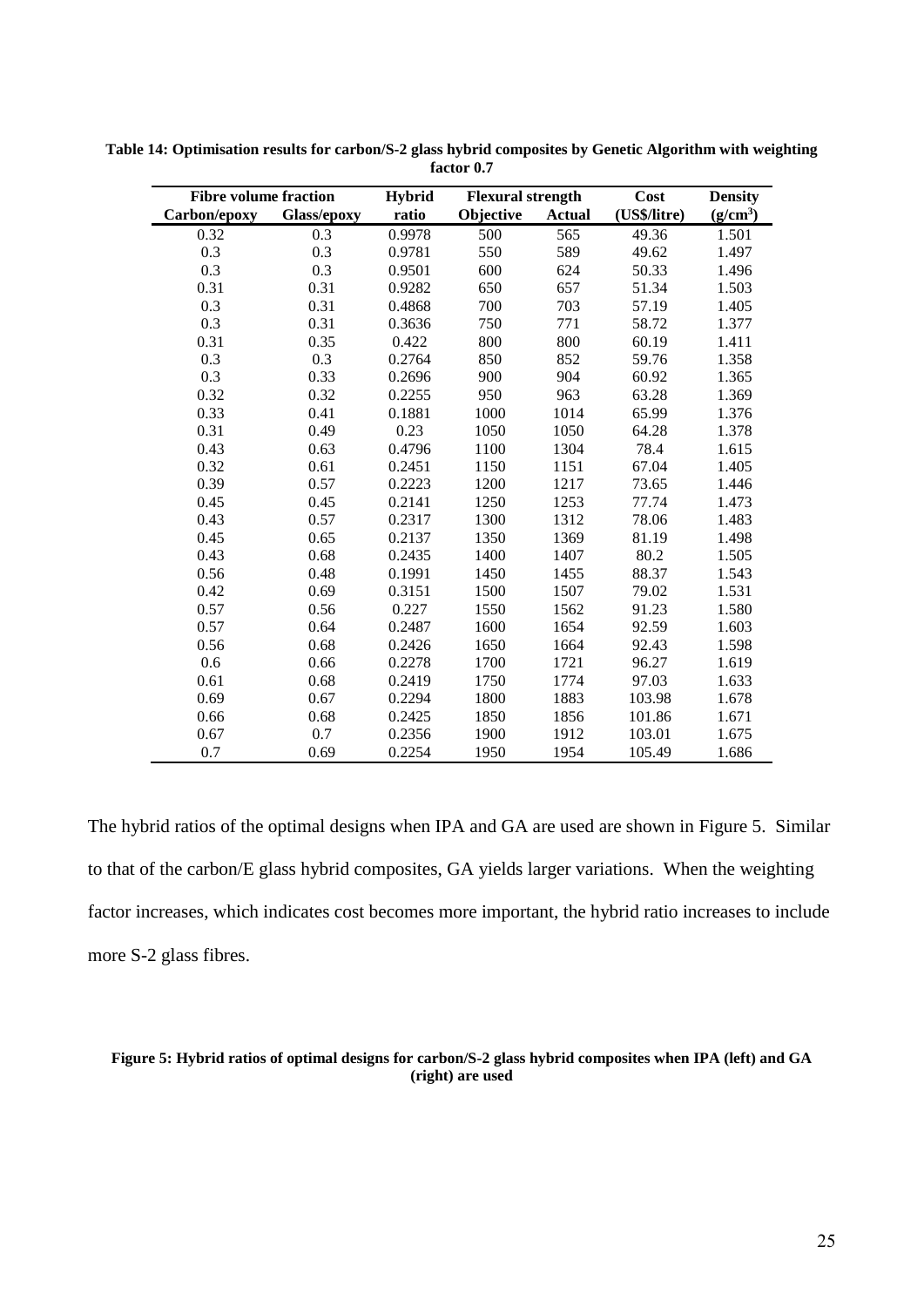**Table 14: Optimisation results for carbon/S-2 glass hybrid composites by Genetic Algorithm with weighting factor 0.7**

| Fibre volume fraction | | Hybrid | Flexural strength | | Cost | Density |
|---|---|---|---|---|---|---|
| Carbon/epoxy | Glass/epoxy | ratio | Objective | Actual | (US$/litre) | (g/cm$^3$) |
| 0.32 | 0.3 | 0.9978 | 500 | 565 | 49.36 | 1.501 |
| 0.3 | 0.3 | 0.9781 | 550 | 589 | 49.62 | 1.497 |
| 0.3 | 0.3 | 0.9501 | 600 | 624 | 50.33 | 1.496 |
| 0.31 | 0.31 | 0.9282 | 650 | 657 | 51.34 | 1.503 |
| 0.3 | 0.31 | 0.4868 | 700 | 703 | 57.19 | 1.405 |
| 0.3 | 0.31 | 0.3636 | 750 | 771 | 58.72 | 1.377 |
| 0.31 | 0.35 | 0.422 | 800 | 800 | 60.19 | 1.411 |
| 0.3 | 0.3 | 0.2764 | 850 | 852 | 59.76 | 1.358 |
| 0.3 | 0.33 | 0.2696 | 900 | 904 | 60.92 | 1.365 |
| 0.32 | 0.32 | 0.2255 | 950 | 963 | 63.28 | 1.369 |
| 0.33 | 0.41 | 0.1881 | 1000 | 1014 | 65.99 | 1.376 |
| 0.31 | 0.49 | 0.23 | 1050 | 1050 | 64.28 | 1.378 |
| 0.43 | 0.63 | 0.4796 | 1100 | 1304 | 78.4 | 1.615 |
| 0.32 | 0.61 | 0.2451 | 1150 | 1151 | 67.04 | 1.405 |
| 0.39 | 0.57 | 0.2223 | 1200 | 1217 | 73.65 | 1.446 |
| 0.45 | 0.45 | 0.2141 | 1250 | 1253 | 77.74 | 1.473 |
| 0.43 | 0.57 | 0.2317 | 1300 | 1312 | 78.06 | 1.483 |
| 0.45 | 0.65 | 0.2137 | 1350 | 1369 | 81.19 | 1.498 |
| 0.43 | 0.68 | 0.2435 | 1400 | 1407 | 80.2 | 1.505 |
| 0.56 | 0.48 | 0.1991 | 1450 | 1455 | 88.37 | 1.543 |
| 0.42 | 0.69 | 0.3151 | 1500 | 1507 | 79.02 | 1.531 |
| 0.57 | 0.56 | 0.227 | 1550 | 1562 | 91.23 | 1.580 |
| 0.57 | 0.64 | 0.2487 | 1600 | 1654 | 92.59 | 1.603 |
| 0.56 | 0.68 | 0.2426 | 1650 | 1664 | 92.43 | 1.598 |
| 0.6 | 0.66 | 0.2278 | 1700 | 1721 | 96.27 | 1.619 |
| 0.61 | 0.68 | 0.2419 | 1750 | 1774 | 97.03 | 1.633 |
| 0.69 | 0.67 | 0.2294 | 1800 | 1883 | 103.98 | 1.678 |
| 0.66 | 0.68 | 0.2425 | 1850 | 1856 | 101.86 | 1.671 |
| 0.67 | 0.7 | 0.2356 | 1900 | 1912 | 103.01 | 1.675 |
| 0.7 | 0.69 | 0.2254 | 1950 | 1954 | 105.49 | 1.686 |

The hybrid ratios of the optimal designs when IPA and GA are used are shown in Figure 5. Similar to that of the carbon/E glass hybrid composites, GA yields larger variations. When the weighting factor increases, which indicates cost becomes more important, the hybrid ratio increases to include more S-2 glass fibres.

**Figure 5: Hybrid ratios of optimal designs for carbon/S-2 glass hybrid composites when IPA (left) and GA (right) are used**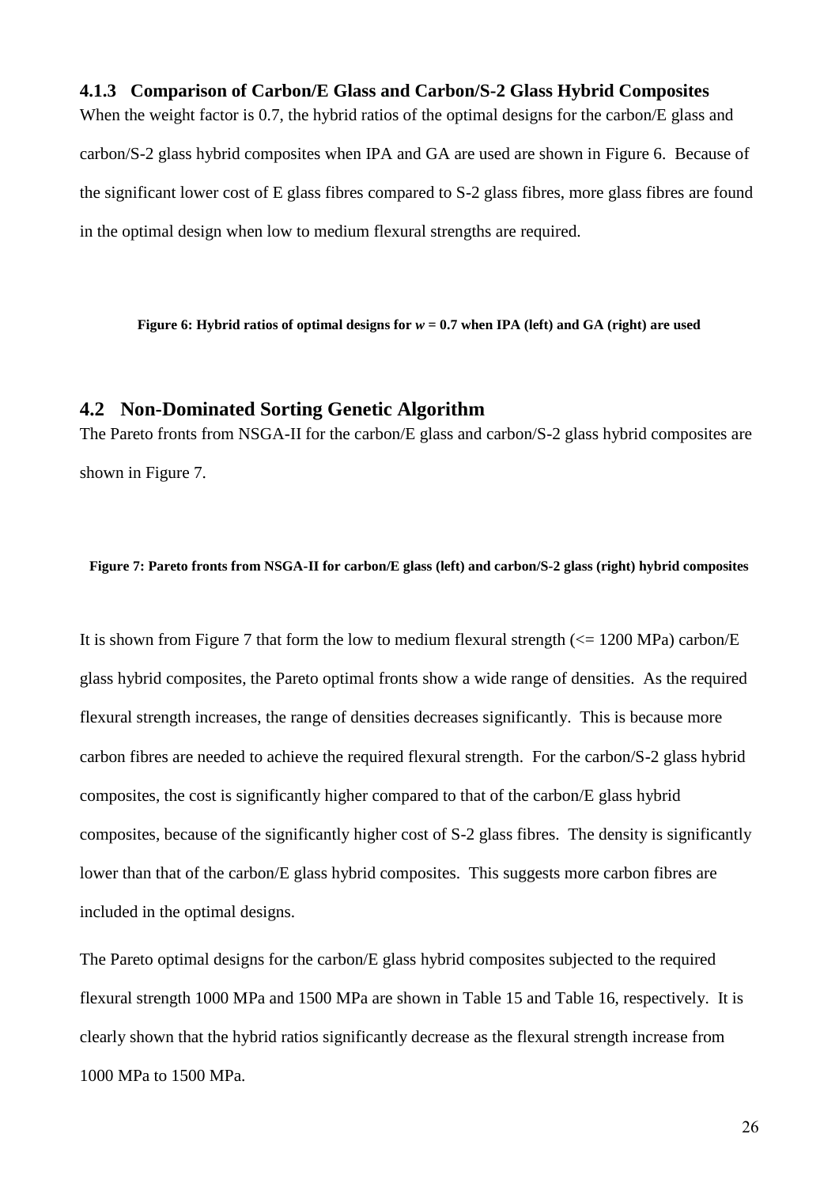### 4.1.3 Comparison of Carbon/E Glass and Carbon/S-2 Glass Hybrid Composites

When the weight factor is 0.7, the hybrid ratios of the optimal designs for the carbon/E glass and carbon/S-2 glass hybrid composites when IPA and GA are used are shown in Figure 6. Because of the significant lower cost of E glass fibres compared to S-2 glass fibres, more glass fibres are found in the optimal design when low to medium flexural strengths are required.

**Figure 6: Hybrid ratios of optimal designs for $w = 0.7$ when IPA (left) and GA (right) are used**

## 4.2 Non-Dominated Sorting Genetic Algorithm

The Pareto fronts from NSGA-II for the carbon/E glass and carbon/S-2 glass hybrid composites are shown in Figure 7.

**Figure 7: Pareto fronts from NSGA-II for carbon/E glass (left) and carbon/S-2 glass (right) hybrid composites**

It is shown from Figure 7 that form the low to medium flexural strength (<= 1200 MPa) carbon/E glass hybrid composites, the Pareto optimal fronts show a wide range of densities. As the required flexural strength increases, the range of densities decreases significantly. This is because more carbon fibres are needed to achieve the required flexural strength. For the carbon/S-2 glass hybrid composites, the cost is significantly higher compared to that of the carbon/E glass hybrid composites, because of the significantly higher cost of S-2 glass fibres. The density is significantly lower than that of the carbon/E glass hybrid composites. This suggests more carbon fibres are included in the optimal designs.

The Pareto optimal designs for the carbon/E glass hybrid composites subjected to the required flexural strength 1000 MPa and 1500 MPa are shown in Table 15 and Table 16, respectively. It is clearly shown that the hybrid ratios significantly decrease as the flexural strength increase from 1000 MPa to 1500 MPa.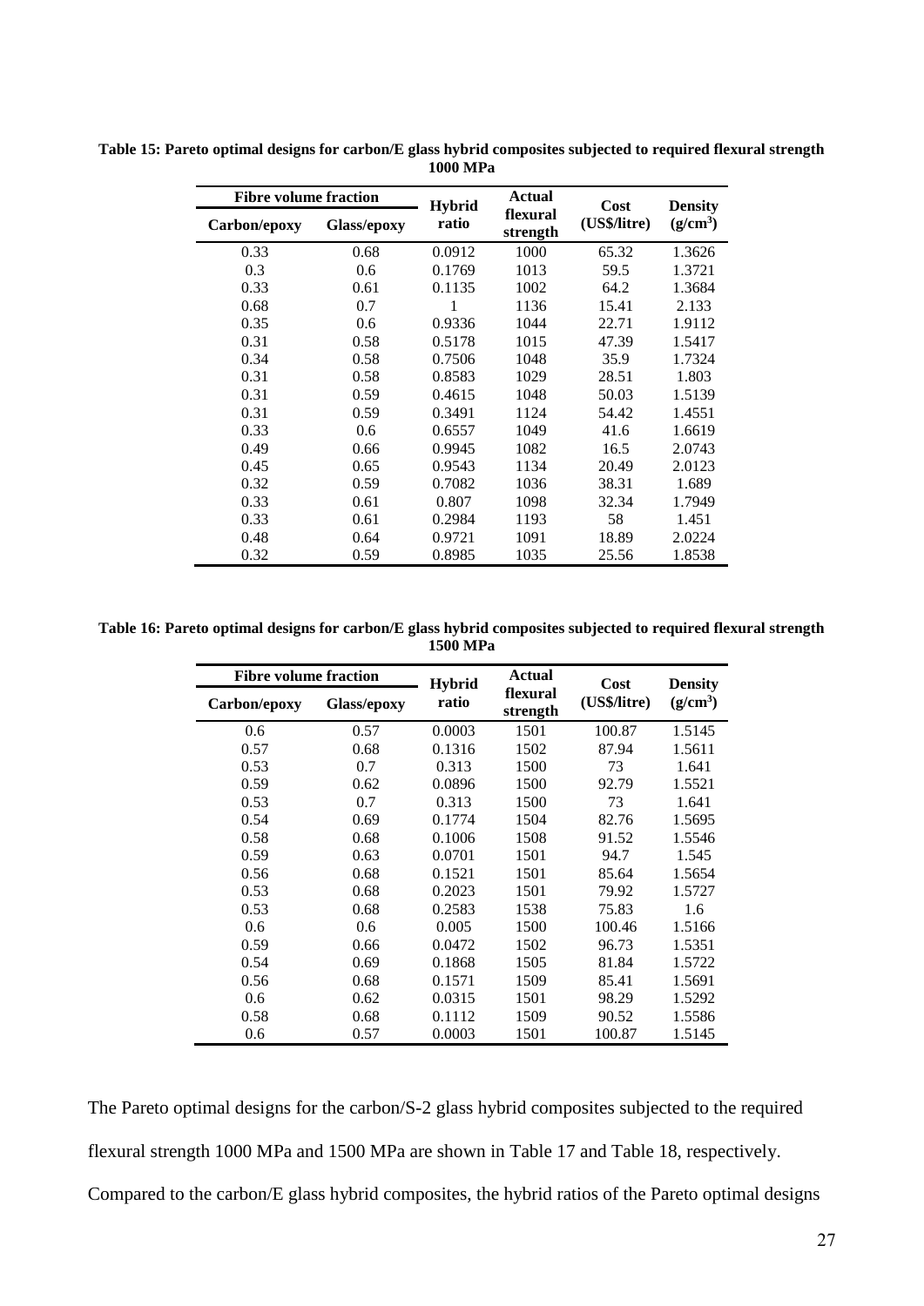**Table 15: Pareto optimal designs for carbon/E glass hybrid composites subjected to required flexural strength 1000 MPa**

| Fibre volume fraction | | Hybrid ratio | Actual flexural strength | Cost (US$/litre) | Density ($g/cm^3$) |
|---|---|---|---|---|---|
| Carbon/epoxy | Glass/epoxy | | | | |
| 0.33 | 0.68 | 0.0912 | 1000 | 65.32 | 1.3626 |
| 0.3 | 0.6 | 0.1769 | 1013 | 59.5 | 1.3721 |
| 0.33 | 0.61 | 0.1135 | 1002 | 64.2 | 1.3684 |
| 0.68 | 0.7 | 1 | 1136 | 15.41 | 2.133 |
| 0.35 | 0.6 | 0.9336 | 1044 | 22.71 | 1.9112 |
| 0.31 | 0.58 | 0.5178 | 1015 | 47.39 | 1.5417 |
| 0.34 | 0.58 | 0.7506 | 1048 | 35.9 | 1.7324 |
| 0.31 | 0.58 | 0.8583 | 1029 | 28.51 | 1.803 |
| 0.31 | 0.59 | 0.4615 | 1048 | 50.03 | 1.5139 |
| 0.31 | 0.59 | 0.3491 | 1124 | 54.42 | 1.4551 |
| 0.33 | 0.6 | 0.6557 | 1049 | 41.6 | 1.6619 |
| 0.49 | 0.66 | 0.9945 | 1082 | 16.5 | 2.0743 |
| 0.45 | 0.65 | 0.9543 | 1134 | 20.49 | 2.0123 |
| 0.32 | 0.59 | 0.7082 | 1036 | 38.31 | 1.689 |
| 0.33 | 0.61 | 0.807 | 1098 | 32.34 | 1.7949 |
| 0.33 | 0.61 | 0.2984 | 1193 | 58 | 1.451 |
| 0.48 | 0.64 | 0.9721 | 1091 | 18.89 | 2.0224 |
| 0.32 | 0.59 | 0.8985 | 1035 | 25.56 | 1.8538 |

**Table 16: Pareto optimal designs for carbon/E glass hybrid composites subjected to required flexural strength 1500 MPa**

| Fibre volume fraction | | Hybrid ratio | Actual flexural strength | Cost (US$/litre) | Density ($g/cm^3$) |
|---|---|---|---|---|---|
| Carbon/epoxy | Glass/epoxy | | | | |
| 0.6 | 0.57 | 0.0003 | 1501 | 100.87 | 1.5145 |
| 0.57 | 0.68 | 0.1316 | 1502 | 87.94 | 1.5611 |
| 0.53 | 0.7 | 0.313 | 1500 | 73 | 1.641 |
| 0.59 | 0.62 | 0.0896 | 1500 | 92.79 | 1.5521 |
| 0.53 | 0.7 | 0.313 | 1500 | 73 | 1.641 |
| 0.54 | 0.69 | 0.1774 | 1504 | 82.76 | 1.5695 |
| 0.58 | 0.68 | 0.1006 | 1508 | 91.52 | 1.5546 |
| 0.59 | 0.63 | 0.0701 | 1501 | 94.7 | 1.545 |
| 0.56 | 0.68 | 0.1521 | 1501 | 85.64 | 1.5654 |
| 0.53 | 0.68 | 0.2023 | 1501 | 79.92 | 1.5727 |
| 0.53 | 0.68 | 0.2583 | 1538 | 75.83 | 1.6 |
| 0.6 | 0.6 | 0.005 | 1500 | 100.46 | 1.5166 |
| 0.59 | 0.66 | 0.0472 | 1502 | 96.73 | 1.5351 |
| 0.54 | 0.69 | 0.1868 | 1505 | 81.84 | 1.5722 |
| 0.56 | 0.68 | 0.1571 | 1509 | 85.41 | 1.5691 |
| 0.6 | 0.62 | 0.0315 | 1501 | 98.29 | 1.5292 |
| 0.58 | 0.68 | 0.1112 | 1509 | 90.52 | 1.5586 |
| 0.6 | 0.57 | 0.0003 | 1501 | 100.87 | 1.5145 |

The Pareto optimal designs for the carbon/S-2 glass hybrid composites subjected to the required flexural strength 1000 MPa and 1500 MPa are shown in Table 17 and Table 18, respectively. Compared to the carbon/E glass hybrid composites, the hybrid ratios of the Pareto optimal designs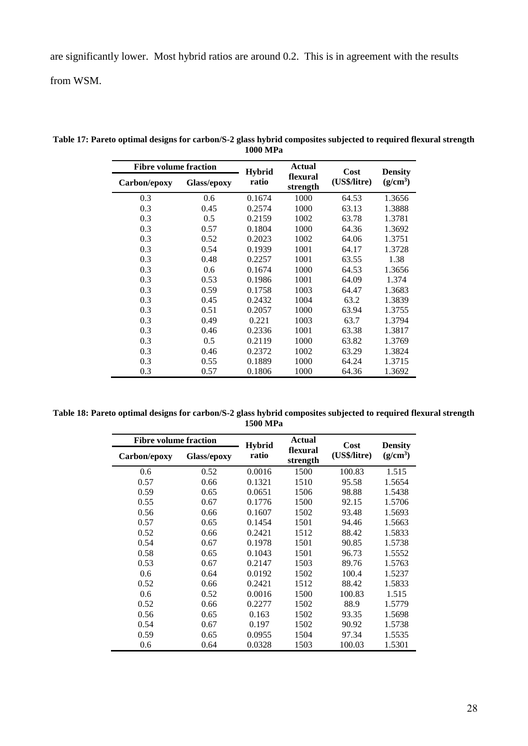are significantly lower. Most hybrid ratios are around 0.2. This is in agreement with the results from WSM.

**Table 17: Pareto optimal designs for carbon/S-2 glass hybrid composites subjected to required flexural strength 1000 MPa**

| Fibre volume fraction | | Hybrid ratio | Actual flexural strength | Cost (US\$/litre) | Density ($g/cm^3$) |
|---|---|---|---|---|---|
| Carbon/epoxy | Glass/epoxy | | | | |
| 0.3 | 0.6 | 0.1674 | 1000 | 64.53 | 1.3656 |
| 0.3 | 0.45 | 0.2574 | 1000 | 63.13 | 1.3888 |
| 0.3 | 0.5 | 0.2159 | 1002 | 63.78 | 1.3781 |
| 0.3 | 0.57 | 0.1804 | 1000 | 64.36 | 1.3692 |
| 0.3 | 0.52 | 0.2023 | 1002 | 64.06 | 1.3751 |
| 0.3 | 0.54 | 0.1939 | 1001 | 64.17 | 1.3728 |
| 0.3 | 0.48 | 0.2257 | 1001 | 63.55 | 1.38 |
| 0.3 | 0.6 | 0.1674 | 1000 | 64.53 | 1.3656 |
| 0.3 | 0.53 | 0.1986 | 1001 | 64.09 | 1.374 |
| 0.3 | 0.59 | 0.1758 | 1003 | 64.47 | 1.3683 |
| 0.3 | 0.45 | 0.2432 | 1004 | 63.2 | 1.3839 |
| 0.3 | 0.51 | 0.2057 | 1000 | 63.94 | 1.3755 |
| 0.3 | 0.49 | 0.221 | 1003 | 63.7 | 1.3794 |
| 0.3 | 0.46 | 0.2336 | 1001 | 63.38 | 1.3817 |
| 0.3 | 0.5 | 0.2119 | 1000 | 63.82 | 1.3769 |
| 0.3 | 0.46 | 0.2372 | 1002 | 63.29 | 1.3824 |
| 0.3 | 0.55 | 0.1889 | 1000 | 64.24 | 1.3715 |
| 0.3 | 0.57 | 0.1806 | 1000 | 64.36 | 1.3692 |

**Table 18: Pareto optimal designs for carbon/S-2 glass hybrid composites subjected to required flexural strength 1500 MPa**

| Fibre volume fraction | | Hybrid ratio | Actual flexural strength | Cost (US\$/litre) | Density ($g/cm^3$) |
|---|---|---|---|---|---|
| Carbon/epoxy | Glass/epoxy | | | | |
| 0.6 | 0.52 | 0.0016 | 1500 | 100.83 | 1.515 |
| 0.57 | 0.66 | 0.1321 | 1510 | 95.58 | 1.5654 |
| 0.59 | 0.65 | 0.0651 | 1506 | 98.88 | 1.5438 |
| 0.55 | 0.67 | 0.1776 | 1500 | 92.15 | 1.5706 |
| 0.56 | 0.66 | 0.1607 | 1502 | 93.48 | 1.5693 |
| 0.57 | 0.65 | 0.1454 | 1501 | 94.46 | 1.5663 |
| 0.52 | 0.66 | 0.2421 | 1512 | 88.42 | 1.5833 |
| 0.54 | 0.67 | 0.1978 | 1501 | 90.85 | 1.5738 |
| 0.58 | 0.65 | 0.1043 | 1501 | 96.73 | 1.5552 |
| 0.53 | 0.67 | 0.2147 | 1503 | 89.76 | 1.5763 |
| 0.6 | 0.64 | 0.0192 | 1502 | 100.4 | 1.5237 |
| 0.52 | 0.66 | 0.2421 | 1512 | 88.42 | 1.5833 |
| 0.6 | 0.52 | 0.0016 | 1500 | 100.83 | 1.515 |
| 0.52 | 0.66 | 0.2277 | 1502 | 88.9 | 1.5779 |
| 0.56 | 0.65 | 0.163 | 1502 | 93.35 | 1.5698 |
| 0.54 | 0.67 | 0.197 | 1502 | 90.92 | 1.5738 |
| 0.59 | 0.65 | 0.0955 | 1504 | 97.34 | 1.5535 |
| 0.6 | 0.64 | 0.0328 | 1503 | 100.03 | 1.5301 |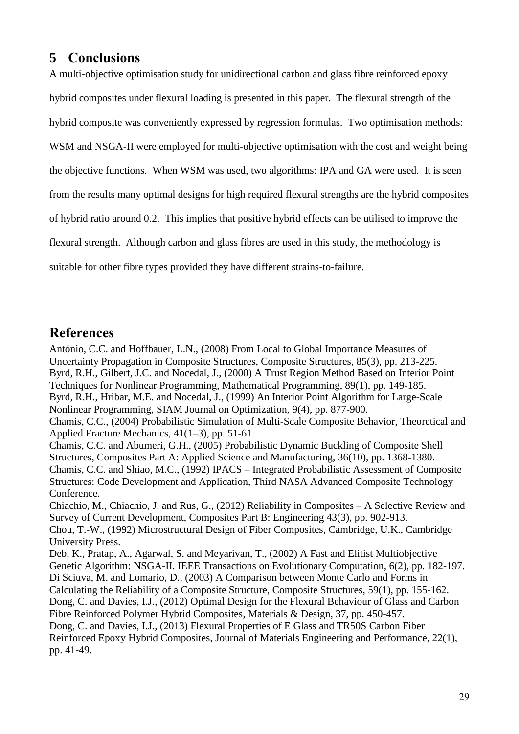## 5 Conclusions

A multi-objective optimisation study for unidirectional carbon and glass fibre reinforced epoxy hybrid composites under flexural loading is presented in this paper. The flexural strength of the hybrid composite was conveniently expressed by regression formulas. Two optimisation methods: WSM and NSGA-II were employed for multi-objective optimisation with the cost and weight being the objective functions. When WSM was used, two algorithms: IPA and GA were used. It is seen from the results many optimal designs for high required flexural strengths are the hybrid composites of hybrid ratio around 0.2. This implies that positive hybrid effects can be utilised to improve the flexural strength. Although carbon and glass fibres are used in this study, the methodology is suitable for other fibre types provided they have different strains-to-failure.

## References

António, C.C. and Hoffbauer, L.N., (2008) From Local to Global Importance Measures of Uncertainty Propagation in Composite Structures, Composite Structures, 85(3), pp. 213-225.

Byrd, R.H., Gilbert, J.C. and Nocedal, J., (2000) A Trust Region Method Based on Interior Point Techniques for Nonlinear Programming, Mathematical Programming, 89(1), pp. 149-185.

Byrd, R.H., Hribar, M.E. and Nocedal, J., (1999) An Interior Point Algorithm for Large-Scale Nonlinear Programming, SIAM Journal on Optimization, 9(4), pp. 877-900.

Chamis, C.C., (2004) Probabilistic Simulation of Multi-Scale Composite Behavior, Theoretical and Applied Fracture Mechanics, 41(1–3), pp. 51-61.

Chamis, C.C. and Abumeri, G.H., (2005) Probabilistic Dynamic Buckling of Composite Shell Structures, Composites Part A: Applied Science and Manufacturing, 36(10), pp. 1368-1380.

Chamis, C.C. and Shiao, M.C., (1992) IPACS – Integrated Probabilistic Assessment of Composite Structures: Code Development and Application, Third NASA Advanced Composite Technology Conference.

Chiachio, M., Chiachio, J. and Rus, G., (2012) Reliability in Composites – A Selective Review and Survey of Current Development, Composites Part B: Engineering 43(3), pp. 902-913.

Chou, T.-W., (1992) Microstructural Design of Fiber Composites, Cambridge, U.K., Cambridge University Press.

Deb, K., Pratap, A., Agarwal, S. and Meyarivan, T., (2002) A Fast and Elitist Multiobjective Genetic Algorithm: NSGA-II. IEEE Transactions on Evolutionary Computation, 6(2), pp. 182-197.

Di Sciuva, M. and Lomario, D., (2003) A Comparison between Monte Carlo and Forms in Calculating the Reliability of a Composite Structure, Composite Structures, 59(1), pp. 155-162.

Dong, C. and Davies, I.J., (2012) Optimal Design for the Flexural Behaviour of Glass and Carbon Fibre Reinforced Polymer Hybrid Composites, Materials & Design, 37, pp. 450-457.

Dong, C. and Davies, I.J., (2013) Flexural Properties of E Glass and TR50S Carbon Fiber Reinforced Epoxy Hybrid Composites, Journal of Materials Engineering and Performance, 22(1), pp. 41-49.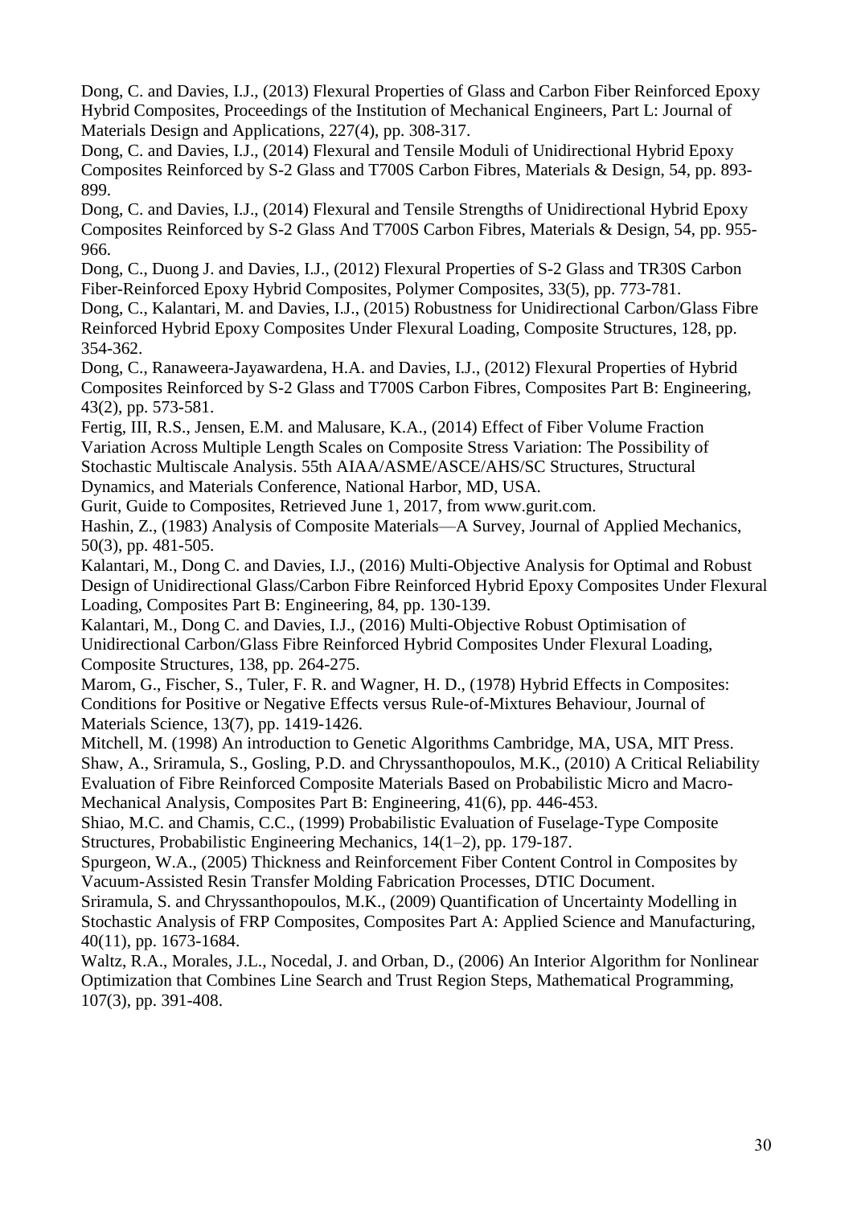Dong, C. and Davies, I.J., (2013) Flexural Properties of Glass and Carbon Fiber Reinforced Epoxy Hybrid Composites, Proceedings of the Institution of Mechanical Engineers, Part L: Journal of Materials Design and Applications, 227(4), pp. 308-317.

Dong, C. and Davies, I.J., (2014) Flexural and Tensile Moduli of Unidirectional Hybrid Epoxy Composites Reinforced by S-2 Glass and T700S Carbon Fibres, Materials & Design, 54, pp. 893-899.

Dong, C. and Davies, I.J., (2014) Flexural and Tensile Strengths of Unidirectional Hybrid Epoxy Composites Reinforced by S-2 Glass And T700S Carbon Fibres, Materials & Design, 54, pp. 955-966.

Dong, C., Duong J. and Davies, I.J., (2012) Flexural Properties of S-2 Glass and TR30S Carbon Fiber-Reinforced Epoxy Hybrid Composites, Polymer Composites, 33(5), pp. 773-781.

Dong, C., Kalantari, M. and Davies, I.J., (2015) Robustness for Unidirectional Carbon/Glass Fibre Reinforced Hybrid Epoxy Composites Under Flexural Loading, Composite Structures, 128, pp. 354-362.

Dong, C., Ranaweera-Jayawardena, H.A. and Davies, I.J., (2012) Flexural Properties of Hybrid Composites Reinforced by S-2 Glass and T700S Carbon Fibres, Composites Part B: Engineering, 43(2), pp. 573-581.

Fertig, III, R.S., Jensen, E.M. and Malusare, K.A., (2014) Effect of Fiber Volume Fraction Variation Across Multiple Length Scales on Composite Stress Variation: The Possibility of Stochastic Multiscale Analysis. 55th AIAA/ASME/ASCE/AHS/SC Structures, Structural Dynamics, and Materials Conference, National Harbor, MD, USA.

Gurit, Guide to Composites, Retrieved June 1, 2017, from www.gurit.com.

Hashin, Z., (1983) Analysis of Composite Materials—A Survey, Journal of Applied Mechanics, 50(3), pp. 481-505.

Kalantari, M., Dong C. and Davies, I.J., (2016) Multi-Objective Analysis for Optimal and Robust Design of Unidirectional Glass/Carbon Fibre Reinforced Hybrid Epoxy Composites Under Flexural Loading, Composites Part B: Engineering, 84, pp. 130-139.

Kalantari, M., Dong C. and Davies, I.J., (2016) Multi-Objective Robust Optimisation of Unidirectional Carbon/Glass Fibre Reinforced Hybrid Composites Under Flexural Loading, Composite Structures, 138, pp. 264-275.

Marom, G., Fischer, S., Tuler, F. R. and Wagner, H. D., (1978) Hybrid Effects in Composites: Conditions for Positive or Negative Effects versus Rule-of-Mixtures Behaviour, Journal of Materials Science, 13(7), pp. 1419-1426.

Mitchell, M. (1998) An introduction to Genetic Algorithms Cambridge, MA, USA, MIT Press.

Shaw, A., Sriramula, S., Gosling, P.D. and Chryssanthopoulos, M.K., (2010) A Critical Reliability Evaluation of Fibre Reinforced Composite Materials Based on Probabilistic Micro and Macro-Mechanical Analysis, Composites Part B: Engineering, 41(6), pp. 446-453.

Shiao, M.C. and Chamis, C.C., (1999) Probabilistic Evaluation of Fuselage-Type Composite Structures, Probabilistic Engineering Mechanics, 14(1–2), pp. 179-187.

Spurgeon, W.A., (2005) Thickness and Reinforcement Fiber Content Control in Composites by Vacuum-Assisted Resin Transfer Molding Fabrication Processes, DTIC Document.

Sriramula, S. and Chryssanthopoulos, M.K., (2009) Quantification of Uncertainty Modelling in Stochastic Analysis of FRP Composites, Composites Part A: Applied Science and Manufacturing, 40(11), pp. 1673-1684.

Waltz, R.A., Morales, J.L., Nocedal, J. and Orban, D., (2006) An Interior Algorithm for Nonlinear Optimization that Combines Line Search and Trust Region Steps, Mathematical Programming, 107(3), pp. 391-408.